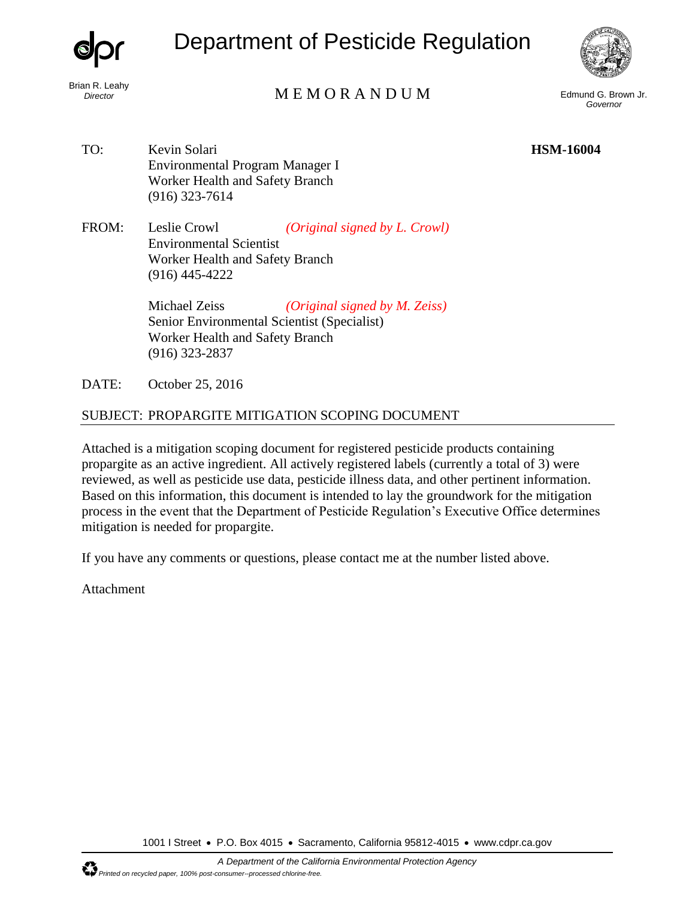# Department of Pesticide Regulation

Brian R. Leahy
*Director*

## M E M O R A N D U M

Edmund G. Brown Jr.
*Governor*

**HSM-16004**

TO: Kevin Solari
Environmental Program Manager I
Worker Health and Safety Branch
(916) 323-7614

FROM: Leslie Crowl *(Original signed by L. Crowl)*
Environmental Scientist
Worker Health and Safety Branch
(916) 445-4222

Michael Zeiss *(Original signed by M. Zeiss)*
Senior Environmental Scientist (Specialist)
Worker Health and Safety Branch
(916) 323-2837

DATE: October 25, 2016

SUBJECT: PROPARGITE MITIGATION SCOPING DOCUMENT

---

Attached is a mitigation scoping document for registered pesticide products containing propargite as an active ingredient. All actively registered labels (currently a total of 3) were reviewed, as well as pesticide use data, pesticide illness data, and other pertinent information. Based on this information, this document is intended to lay the groundwork for the mitigation process in the event that the Department of Pesticide Regulation's Executive Office determines mitigation is needed for propargite.

If you have any comments or questions, please contact me at the number listed above.

Attachment

1001 I Street • P.O. Box 4015 • Sacramento, California 95812-4015 • www.cdpr.ca.gov

*A Department of the California Environmental Protection Agency*

*Printed on recycled paper, 100% post-consumer--processed chlorine-free.*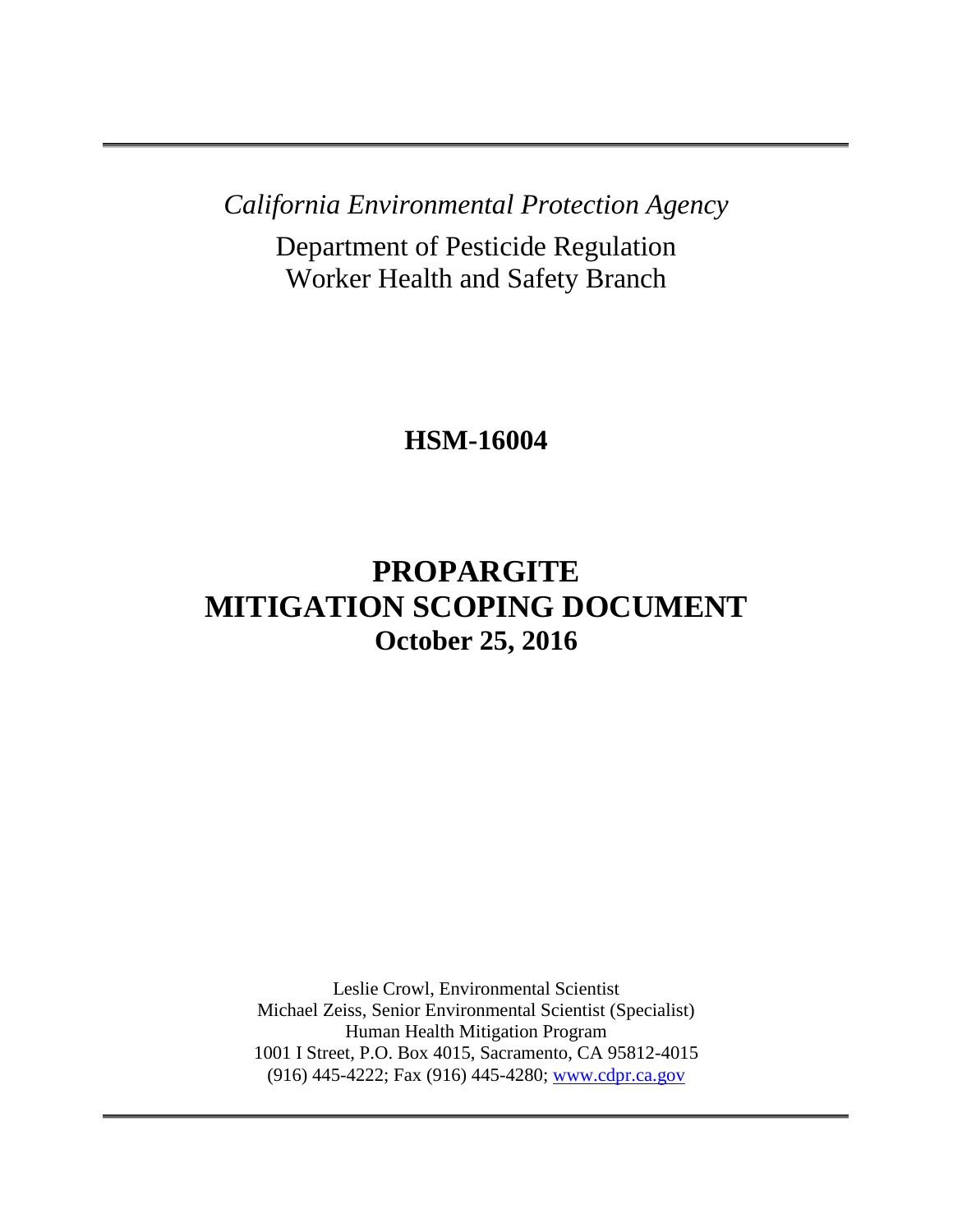*California Environmental Protection Agency*

Department of Pesticide Regulation
Worker Health and Safety Branch

**HSM-16004**

# PROPARGITE MITIGATION SCOPING DOCUMENT

**October 25, 2016**

Leslie Crowl, Environmental Scientist
Michael Zeiss, Senior Environmental Scientist (Specialist)
Human Health Mitigation Program
1001 I Street, P.O. Box 4015, Sacramento, CA 95812-4015
(916) 445-4222; Fax (916) 445-4280; www.cdpr.ca.gov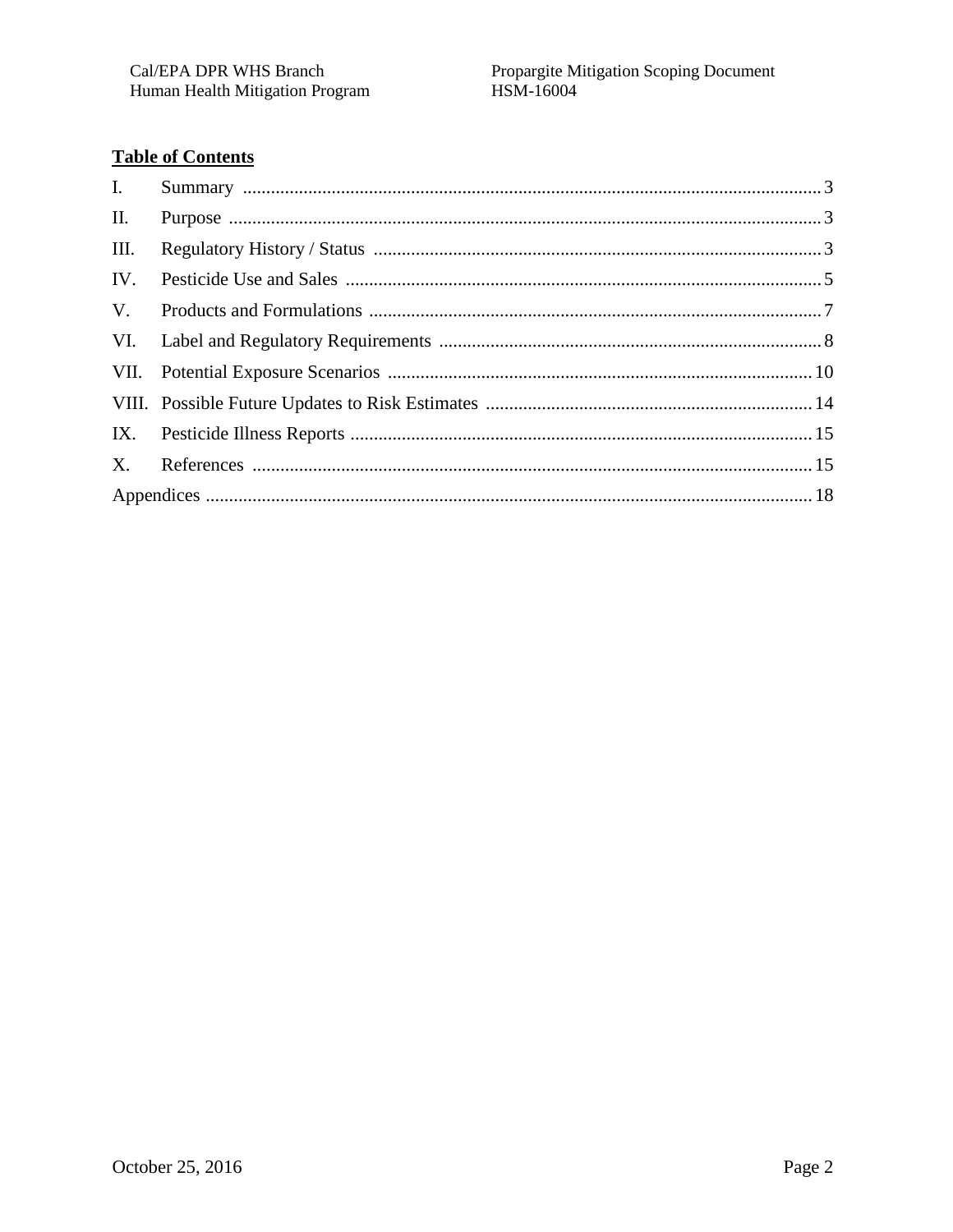## Table of Contents

| | | |
|---|---|---|
| I. | Summary | 3 |
| II. | Purpose | 3 |
| III. | Regulatory History / Status | 3 |
| IV. | Pesticide Use and Sales | 5 |
| V. | Products and Formulations | 7 |
| VI. | Label and Regulatory Requirements | 8 |
| VII. | Potential Exposure Scenarios | 10 |
| VIII. | Possible Future Updates to Risk Estimates | 14 |
| IX. | Pesticide Illness Reports | 15 |
| X. | References | 15 |
| Appendices | | 18 |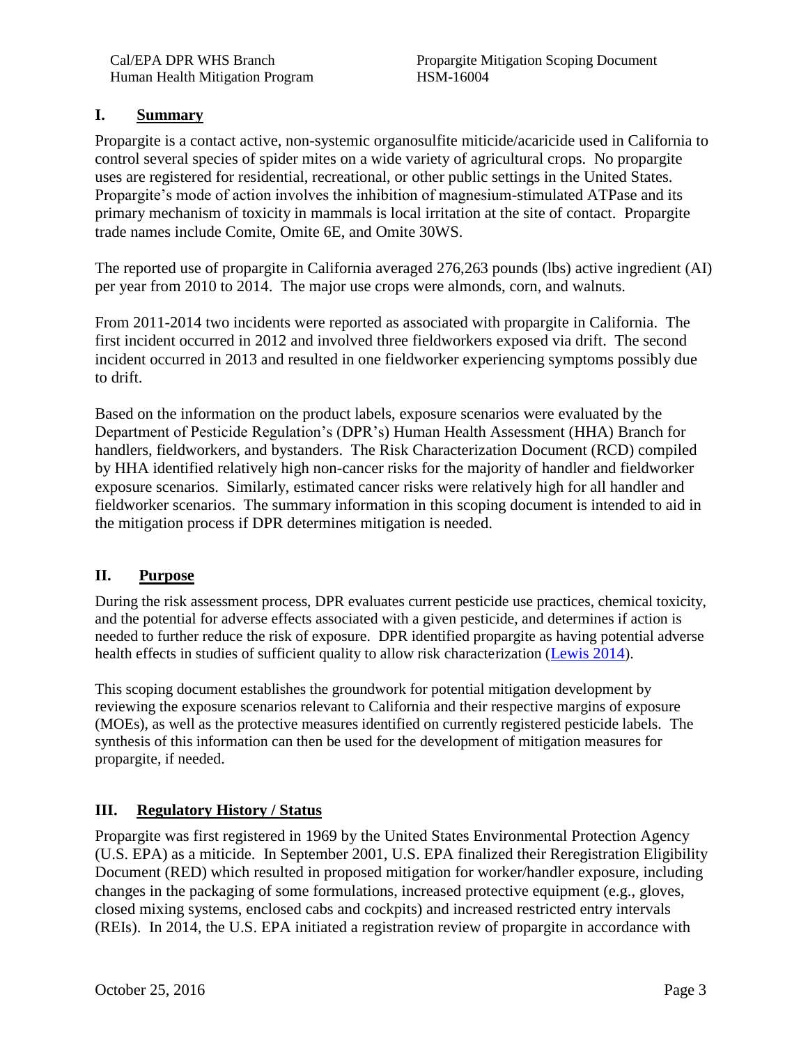## I. Summary

Propargite is a contact active, non-systemic organosulfite miticide/acaricide used in California to control several species of spider mites on a wide variety of agricultural crops. No propargite uses are registered for residential, recreational, or other public settings in the United States. Propargite's mode of action involves the inhibition of magnesium-stimulated ATPase and its primary mechanism of toxicity in mammals is local irritation at the site of contact. Propargite trade names include Comite, Omite 6E, and Omite 30WS.

The reported use of propargite in California averaged 276,263 pounds (lbs) active ingredient (AI) per year from 2010 to 2014. The major use crops were almonds, corn, and walnuts.

From 2011-2014 two incidents were reported as associated with propargite in California. The first incident occurred in 2012 and involved three fieldworkers exposed via drift. The second incident occurred in 2013 and resulted in one fieldworker experiencing symptoms possibly due to drift.

Based on the information on the product labels, exposure scenarios were evaluated by the Department of Pesticide Regulation's (DPR's) Human Health Assessment (HHA) Branch for handlers, fieldworkers, and bystanders. The Risk Characterization Document (RCD) compiled by HHA identified relatively high non-cancer risks for the majority of handler and fieldworker exposure scenarios. Similarly, estimated cancer risks were relatively high for all handler and fieldworker scenarios. The summary information in this scoping document is intended to aid in the mitigation process if DPR determines mitigation is needed.

## II. Purpose

During the risk assessment process, DPR evaluates current pesticide use practices, chemical toxicity, and the potential for adverse effects associated with a given pesticide, and determines if action is needed to further reduce the risk of exposure. DPR identified propargite as having potential adverse health effects in studies of sufficient quality to allow risk characterization (Lewis 2014).

This scoping document establishes the groundwork for potential mitigation development by reviewing the exposure scenarios relevant to California and their respective margins of exposure (MOEs), as well as the protective measures identified on currently registered pesticide labels. The synthesis of this information can then be used for the development of mitigation measures for propargite, if needed.

## III. Regulatory History / Status

Propargite was first registered in 1969 by the United States Environmental Protection Agency (U.S. EPA) as a miticide. In September 2001, U.S. EPA finalized their Reregistration Eligibility Document (RED) which resulted in proposed mitigation for worker/handler exposure, including changes in the packaging of some formulations, increased protective equipment (e.g., gloves, closed mixing systems, enclosed cabs and cockpits) and increased restricted entry intervals (REIs). In 2014, the U.S. EPA initiated a registration review of propargite in accordance with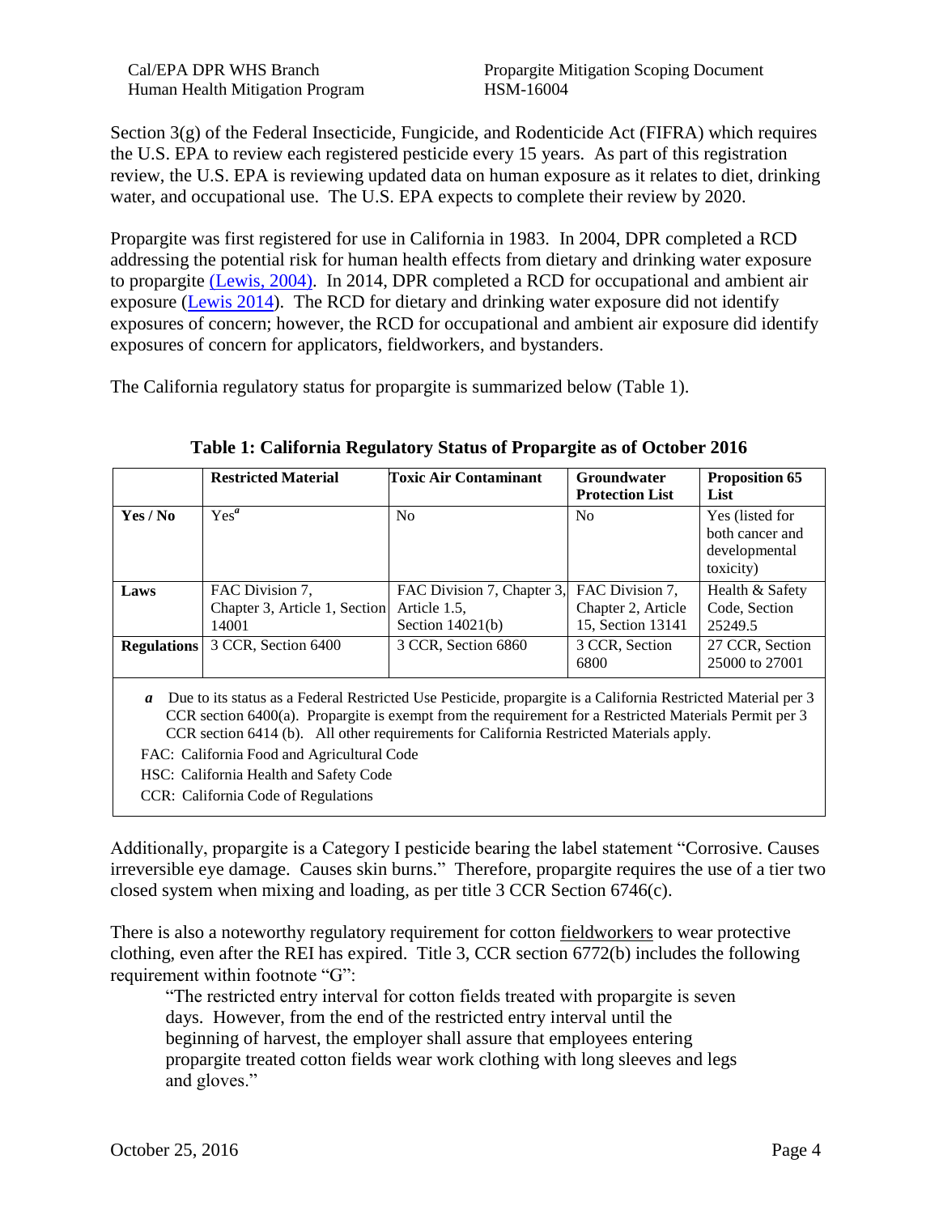Section 3(g) of the Federal Insecticide, Fungicide, and Rodenticide Act (FIFRA) which requires the U.S. EPA to review each registered pesticide every 15 years. As part of this registration review, the U.S. EPA is reviewing updated data on human exposure as it relates to diet, drinking water, and occupational use. The U.S. EPA expects to complete their review by 2020.

Propargite was first registered for use in California in 1983. In 2004, DPR completed a RCD addressing the potential risk for human health effects from dietary and drinking water exposure to propargite (Lewis, 2004). In 2014, DPR completed a RCD for occupational and ambient air exposure (Lewis 2014). The RCD for dietary and drinking water exposure did not identify exposures of concern; however, the RCD for occupational and ambient air exposure did identify exposures of concern for applicators, fieldworkers, and bystanders.

The California regulatory status for propargite is summarized below (Table 1).

**Table 1: California Regulatory Status of Propargite as of October 2016**

| | Restricted Material | Toxic Air Contaminant | Groundwater Protection List | Proposition 65 List |
|---|---|---|---|---|
| **Yes / No** | Yes[a] | No | No | Yes (listed for both cancer and developmental toxicity) |
| **Laws** | FAC Division 7, Chapter 3, Article 1, Section 14001 | FAC Division 7, Chapter 3, Article 1.5, Section 14021(b) | FAC Division 7, Chapter 2, Article 15, Section 13141 | Health & Safety Code, Section 25249.5 |
| **Regulations** | 3 CCR, Section 6400 | 3 CCR, Section 6860 | 3 CCR, Section 6800 | 27 CCR, Section 25000 to 27001 |

*a* Due to its status as a Federal Restricted Use Pesticide, propargite is a California Restricted Material per 3 CCR section 6400(a). Propargite is exempt from the requirement for a Restricted Materials Permit per 3 CCR section 6414 (b). All other requirements for California Restricted Materials apply.

FAC: California Food and Agricultural Code

HSC: California Health and Safety Code

CCR: California Code of Regulations

Additionally, propargite is a Category I pesticide bearing the label statement "Corrosive. Causes irreversible eye damage. Causes skin burns." Therefore, propargite requires the use of a tier two closed system when mixing and loading, as per title 3 CCR Section 6746(c).

There is also a noteworthy regulatory requirement for cotton fieldworkers to wear protective clothing, even after the REI has expired. Title 3, CCR section 6772(b) includes the following requirement within footnote "G":

> "The restricted entry interval for cotton fields treated with propargite is seven days. However, from the end of the restricted entry interval until the beginning of harvest, the employer shall assure that employees entering propargite treated cotton fields wear work clothing with long sleeves and legs and gloves."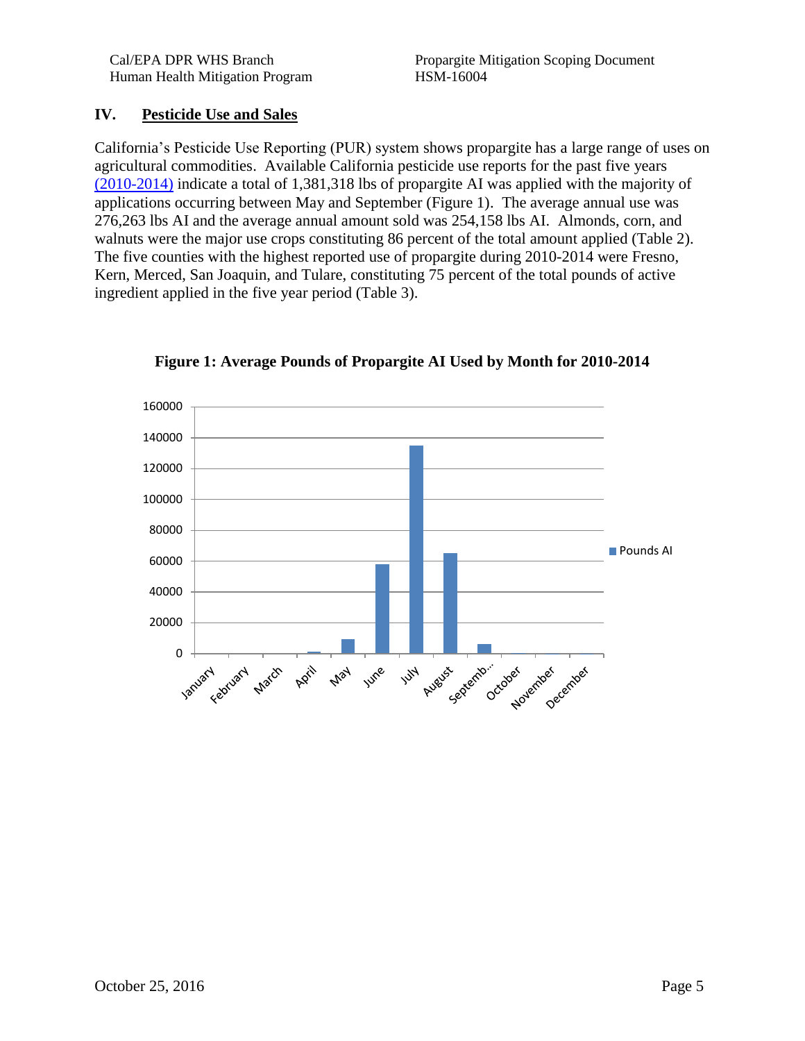## IV. Pesticide Use and Sales

California's Pesticide Use Reporting (PUR) system shows propargite has a large range of uses on agricultural commodities. Available California pesticide use reports for the past five years (2010-2014) indicate a total of 1,381,318 lbs of propargite AI was applied with the majority of applications occurring between May and September (Figure 1). The average annual use was 276,263 lbs AI and the average annual amount sold was 254,158 lbs AI. Almonds, corn, and walnuts were the major use crops constituting 86 percent of the total amount applied (Table 2). The five counties with the highest reported use of propargite during 2010-2014 were Fresno, Kern, Merced, San Joaquin, and Tulare, constituting 75 percent of the total pounds of active ingredient applied in the five year period (Table 3).

**Figure 1: Average Pounds of Propargite AI Used by Month for 2010-2014**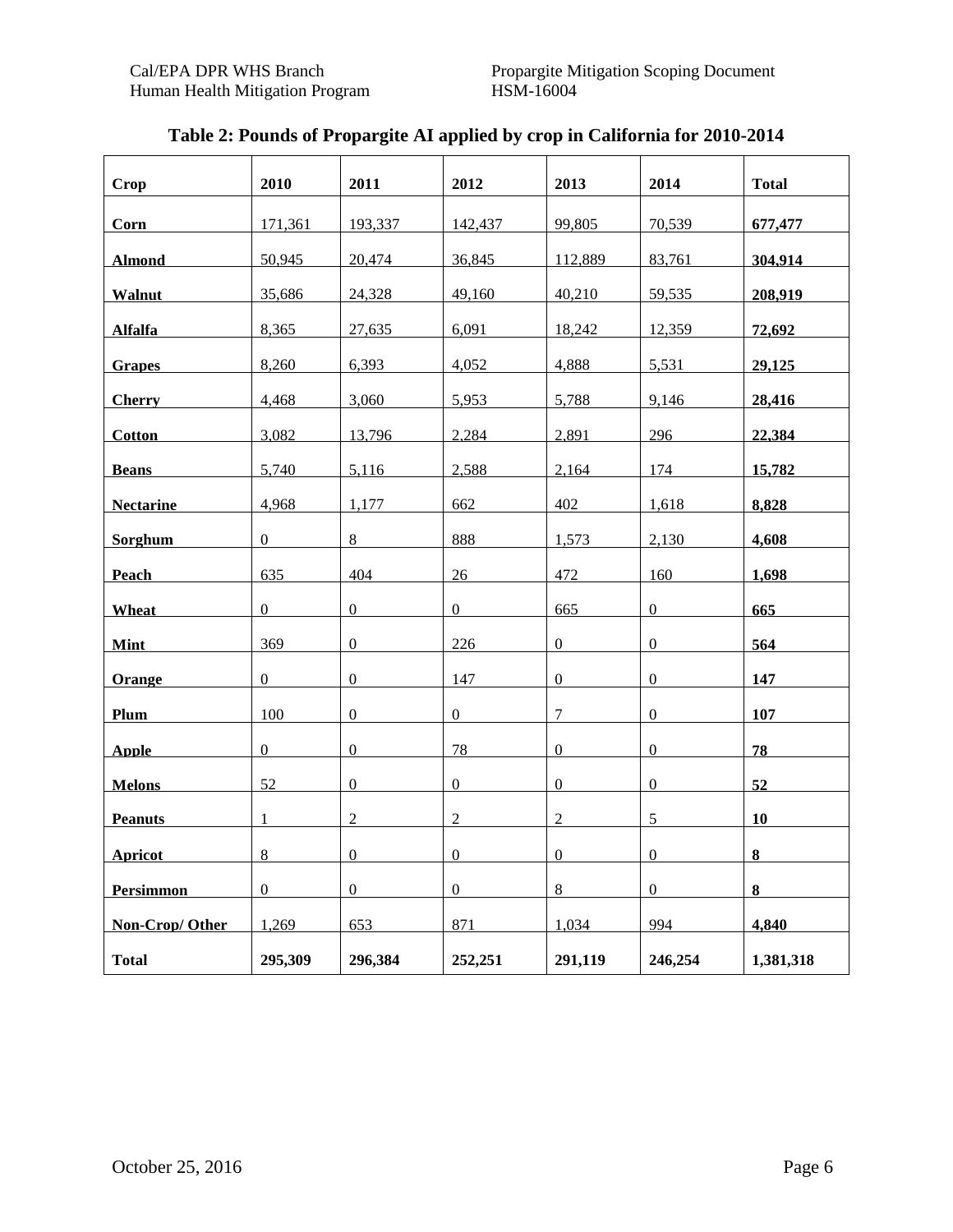**Table 2: Pounds of Propargite AI applied by crop in California for 2010-2014**

| Crop | 2010 | 2011 | 2012 | 2013 | 2014 | Total |
|---|---|---|---|---|---|---|
| **Corn** | 171,361 | 193,337 | 142,437 | 99,805 | 70,539 | **677,477** |
| **Almond** | 50,945 | 20,474 | 36,845 | 112,889 | 83,761 | **304,914** |
| **Walnut** | 35,686 | 24,328 | 49,160 | 40,210 | 59,535 | **208,919** |
| **Alfalfa** | 8,365 | 27,635 | 6,091 | 18,242 | 12,359 | **72,692** |
| **Grapes** | 8,260 | 6,393 | 4,052 | 4,888 | 5,531 | **29,125** |
| **Cherry** | 4,468 | 3,060 | 5,953 | 5,788 | 9,146 | **28,416** |
| **Cotton** | 3,082 | 13,796 | 2,284 | 2,891 | 296 | **22,384** |
| **Beans** | 5,740 | 5,116 | 2,588 | 2,164 | 174 | **15,782** |
| **Nectarine** | 4,968 | 1,177 | 662 | 402 | 1,618 | **8,828** |
| **Sorghum** | 0 | 8 | 888 | 1,573 | 2,130 | **4,608** |
| **Peach** | 635 | 404 | 26 | 472 | 160 | **1,698** |
| **Wheat** | 0 | 0 | 0 | 665 | 0 | **665** |
| **Mint** | 369 | 0 | 226 | 0 | 0 | **564** |
| **Orange** | 0 | 0 | 147 | 0 | 0 | **147** |
| **Plum** | 100 | 0 | 0 | 7 | 0 | **107** |
| **Apple** | 0 | 0 | 78 | 0 | 0 | **78** |
| **Melons** | 52 | 0 | 0 | 0 | 0 | **52** |
| **Peanuts** | 1 | 2 | 2 | 2 | 5 | **10** |
| **Apricot** | 8 | 0 | 0 | 0 | 0 | **8** |
| **Persimmon** | 0 | 0 | 0 | 8 | 0 | **8** |
| **Non-Crop/ Other** | 1,269 | 653 | 871 | 1,034 | 994 | **4,840** |
| **Total** | **295,309** | **296,384** | **252,251** | **291,119** | **246,254** | **1,381,318** |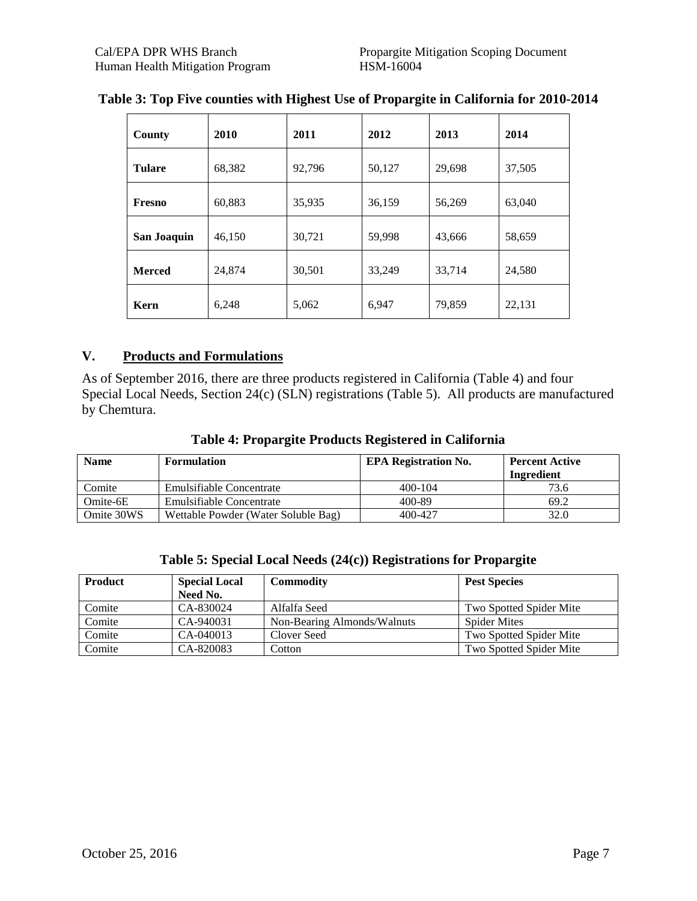**Table 3: Top Five counties with Highest Use of Propargite in California for 2010-2014**

| County | 2010 | 2011 | 2012 | 2013 | 2014 |
|---|---|---|---|---|---|
| **Tulare** | 68,382 | 92,796 | 50,127 | 29,698 | 37,505 |
| **Fresno** | 60,883 | 35,935 | 36,159 | 56,269 | 63,040 |
| **San Joaquin** | 46,150 | 30,721 | 59,998 | 43,666 | 58,659 |
| **Merced** | 24,874 | 30,501 | 33,249 | 33,714 | 24,580 |
| **Kern** | 6,248 | 5,062 | 6,947 | 79,859 | 22,131 |

## V. Products and Formulations

As of September 2016, there are three products registered in California (Table 4) and four Special Local Needs, Section 24(c) (SLN) registrations (Table 5). All products are manufactured by Chemtura.

**Table 4: Propargite Products Registered in California**

| Name | Formulation | EPA Registration No. | Percent Active Ingredient |
|---|---|---|---|
| Comite | Emulsifiable Concentrate | 400-104 | 73.6 |
| Omite-6E | Emulsifiable Concentrate | 400-89 | 69.2 |
| Omite 30WS | Wettable Powder (Water Soluble Bag) | 400-427 | 32.0 |

**Table 5: Special Local Needs (24(c)) Registrations for Propargite**

| Product | Special Local Need No. | Commodity | Pest Species |
|---|---|---|---|
| Comite | CA-830024 | Alfalfa Seed | Two Spotted Spider Mite |
| Comite | CA-940031 | Non-Bearing Almonds/Walnuts | Spider Mites |
| Comite | CA-040013 | Clover Seed | Two Spotted Spider Mite |
| Comite | CA-820083 | Cotton | Two Spotted Spider Mite |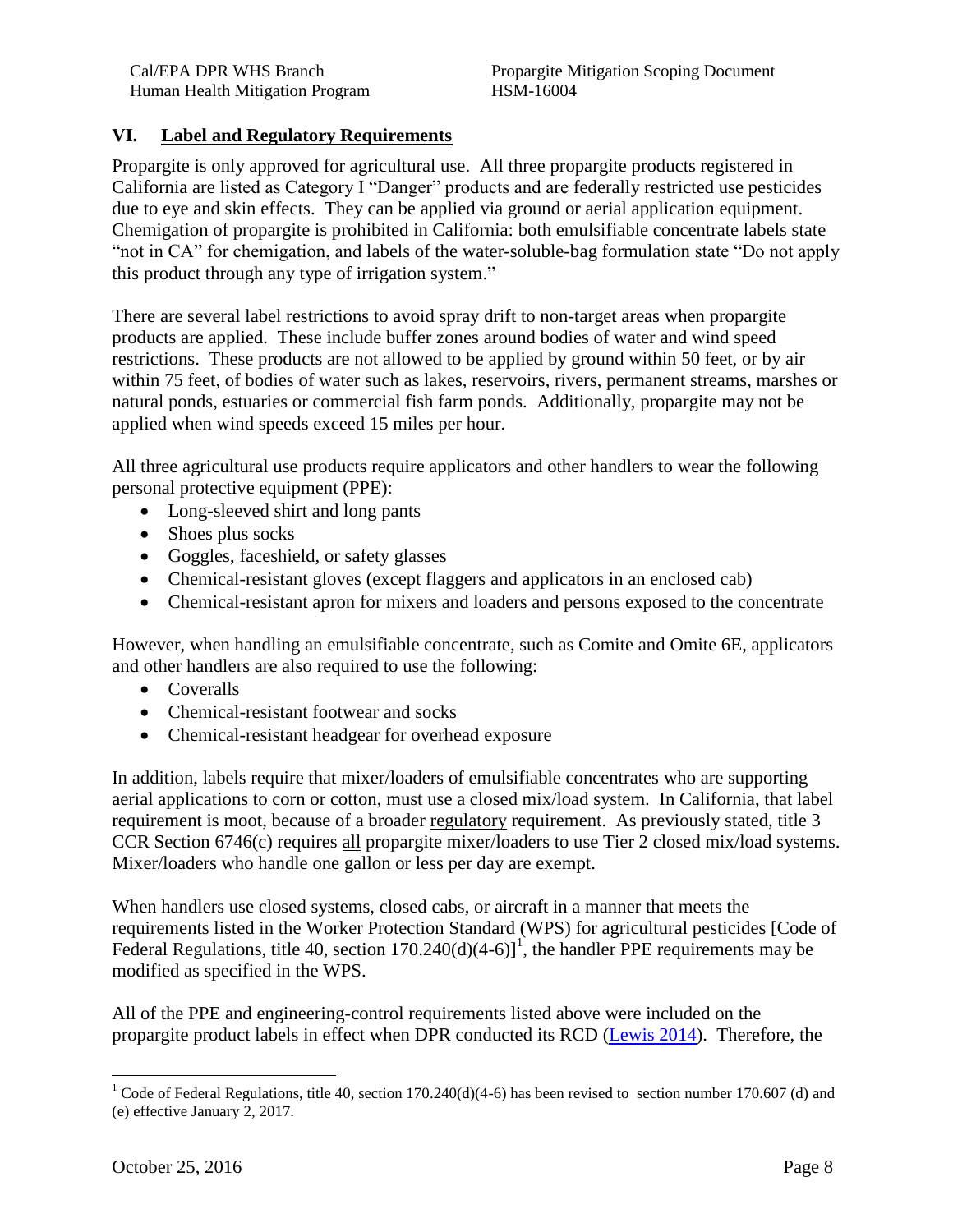## VI. Label and Regulatory Requirements

Propargite is only approved for agricultural use. All three propargite products registered in California are listed as Category I "Danger" products and are federally restricted use pesticides due to eye and skin effects. They can be applied via ground or aerial application equipment. Chemigation of propargite is prohibited in California: both emulsifiable concentrate labels state "not in CA" for chemigation, and labels of the water-soluble-bag formulation state "Do not apply this product through any type of irrigation system."

There are several label restrictions to avoid spray drift to non-target areas when propargite products are applied. These include buffer zones around bodies of water and wind speed restrictions. These products are not allowed to be applied by ground within 50 feet, or by air within 75 feet, of bodies of water such as lakes, reservoirs, rivers, permanent streams, marshes or natural ponds, estuaries or commercial fish farm ponds. Additionally, propargite may not be applied when wind speeds exceed 15 miles per hour.

All three agricultural use products require applicators and other handlers to wear the following personal protective equipment (PPE):

- Long-sleeved shirt and long pants
- Shoes plus socks
- Goggles, faceshield, or safety glasses
- Chemical-resistant gloves (except flaggers and applicators in an enclosed cab)
- Chemical-resistant apron for mixers and loaders and persons exposed to the concentrate

However, when handling an emulsifiable concentrate, such as Comite and Omite 6E, applicators and other handlers are also required to use the following:

- Coveralls
- Chemical-resistant footwear and socks
- Chemical-resistant headgear for overhead exposure

In addition, labels require that mixer/loaders of emulsifiable concentrates who are supporting aerial applications to corn or cotton, must use a closed mix/load system. In California, that label requirement is moot, because of a broader regulatory requirement. As previously stated, title 3 CCR Section 6746(c) requires all propargite mixer/loaders to use Tier 2 closed mix/load systems. Mixer/loaders who handle one gallon or less per day are exempt.

When handlers use closed systems, closed cabs, or aircraft in a manner that meets the requirements listed in the Worker Protection Standard (WPS) for agricultural pesticides [Code of Federal Regulations, title 40, section 170.240(d)(4-6)][1], the handler PPE requirements may be modified as specified in the WPS.

All of the PPE and engineering-control requirements listed above were included on the propargite product labels in effect when DPR conducted its RCD (Lewis 2014). Therefore, the

[1] Code of Federal Regulations, title 40, section 170.240(d)(4-6) has been revised to section number 170.607 (d) and (e) effective January 2, 2017.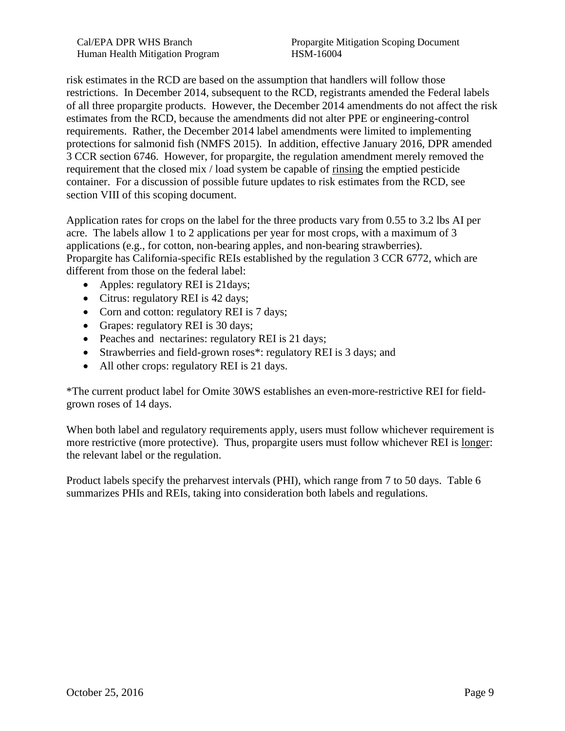risk estimates in the RCD are based on the assumption that handlers will follow those restrictions. In December 2014, subsequent to the RCD, registrants amended the Federal labels of all three propargite products. However, the December 2014 amendments do not affect the risk estimates from the RCD, because the amendments did not alter PPE or engineering-control requirements. Rather, the December 2014 label amendments were limited to implementing protections for salmonid fish (NMFS 2015). In addition, effective January 2016, DPR amended 3 CCR section 6746. However, for propargite, the regulation amendment merely removed the requirement that the closed mix / load system be capable of <u>rinsing</u> the emptied pesticide container. For a discussion of possible future updates to risk estimates from the RCD, see section VIII of this scoping document.

Application rates for crops on the label for the three products vary from 0.55 to 3.2 lbs AI per acre. The labels allow 1 to 2 applications per year for most crops, with a maximum of 3 applications (e.g., for cotton, non-bearing apples, and non-bearing strawberries). Propargite has California-specific REIs established by the regulation 3 CCR 6772, which are different from those on the federal label:

- Apples: regulatory REI is 21days;
- Citrus: regulatory REI is 42 days;
- Corn and cotton: regulatory REI is 7 days;
- Grapes: regulatory REI is 30 days;
- Peaches and nectarines: regulatory REI is 21 days;
- Strawberries and field-grown roses*: regulatory REI is 3 days; and
- All other crops: regulatory REI is 21 days.

*The current product label for Omite 30WS establishes an even-more-restrictive REI for field-grown roses of 14 days.

When both label and regulatory requirements apply, users must follow whichever requirement is more restrictive (more protective). Thus, propargite users must follow whichever REI is <u>longer</u>: the relevant label or the regulation.

Product labels specify the preharvest intervals (PHI), which range from 7 to 50 days. Table 6 summarizes PHIs and REIs, taking into consideration both labels and regulations.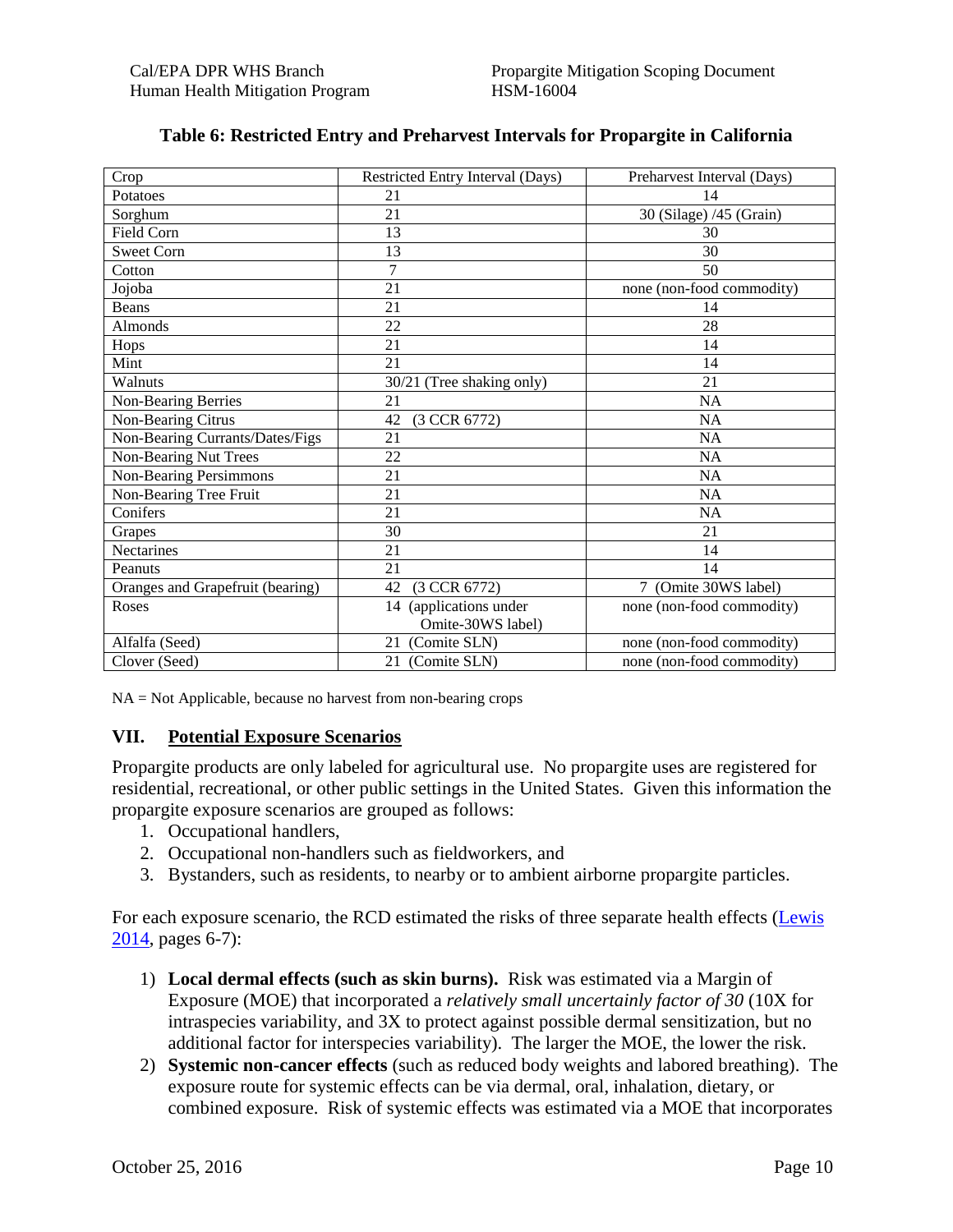**Table 6: Restricted Entry and Preharvest Intervals for Propargite in California**

| Crop | Restricted Entry Interval (Days) | Preharvest Interval (Days) |
|---|---|---|
| Potatoes | 21 | 14 |
| Sorghum | 21 | 30 (Silage) /45 (Grain) |
| Field Corn | 13 | 30 |
| Sweet Corn | 13 | 30 |
| Cotton | 7 | 50 |
| Jojoba | 21 | none (non-food commodity) |
| Beans | 21 | 14 |
| Almonds | 22 | 28 |
| Hops | 21 | 14 |
| Mint | 21 | 14 |
| Walnuts | 30/21 (Tree shaking only) | 21 |
| Non-Bearing Berries | 21 | NA |
| Non-Bearing Citrus | 42 (3 CCR 6772) | NA |
| Non-Bearing Currants/Dates/Figs | 21 | NA |
| Non-Bearing Nut Trees | 22 | NA |
| Non-Bearing Persimmons | 21 | NA |
| Non-Bearing Tree Fruit | 21 | NA |
| Conifers | 21 | NA |
| Grapes | 30 | 21 |
| Nectarines | 21 | 14 |
| Peanuts | 21 | 14 |
| Oranges and Grapefruit (bearing) | 42 (3 CCR 6772) | 7 (Omite 30WS label) |
| Roses | 14 (applications under Omite-30WS label) | none (non-food commodity) |
| Alfalfa (Seed) | 21 (Comite SLN) | none (non-food commodity) |
| Clover (Seed) | 21 (Comite SLN) | none (non-food commodity) |

NA = Not Applicable, because no harvest from non-bearing crops

## VII. Potential Exposure Scenarios

Propargite products are only labeled for agricultural use. No propargite uses are registered for residential, recreational, or other public settings in the United States. Given this information the propargite exposure scenarios are grouped as follows:

1. Occupational handlers,
2. Occupational non-handlers such as fieldworkers, and
3. Bystanders, such as residents, to nearby or to ambient airborne propargite particles.

For each exposure scenario, the RCD estimated the risks of three separate health effects (Lewis 2014, pages 6-7):

1) **Local dermal effects (such as skin burns).** Risk was estimated via a Margin of Exposure (MOE) that incorporated a *relatively small uncertainly factor of 30* (10X for intraspecies variability, and 3X to protect against possible dermal sensitization, but no additional factor for interspecies variability). The larger the MOE, the lower the risk.
2) **Systemic non-cancer effects** (such as reduced body weights and labored breathing). The exposure route for systemic effects can be via dermal, oral, inhalation, dietary, or combined exposure. Risk of systemic effects was estimated via a MOE that incorporates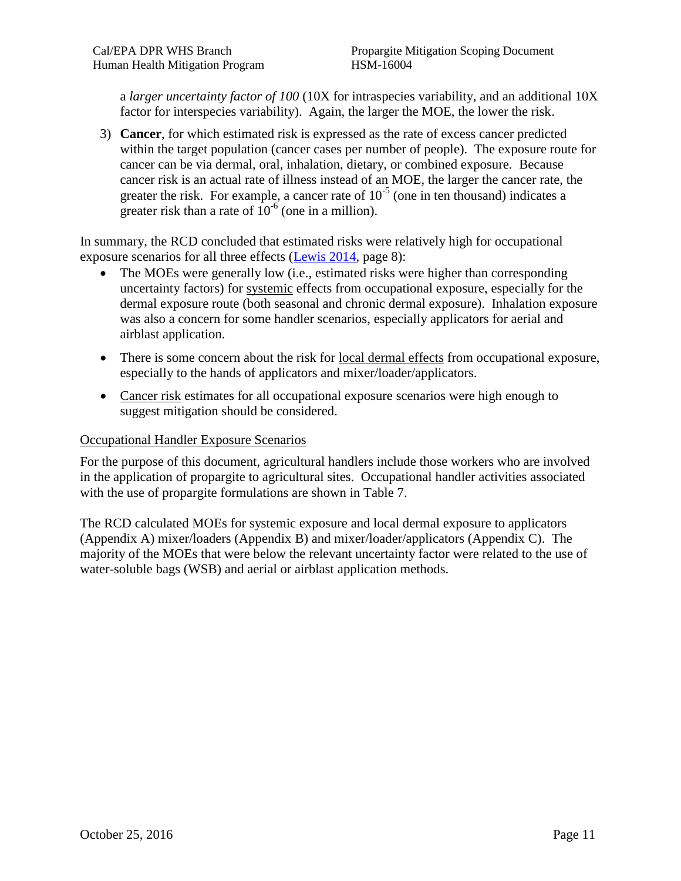a *larger uncertainty factor of 100* (10X for intraspecies variability, and an additional 10X factor for interspecies variability). Again, the larger the MOE, the lower the risk.

3) **Cancer**, for which estimated risk is expressed as the rate of excess cancer predicted within the target population (cancer cases per number of people). The exposure route for cancer can be via dermal, oral, inhalation, dietary, or combined exposure. Because cancer risk is an actual rate of illness instead of an MOE, the larger the cancer rate, the greater the risk. For example, a cancer rate of $10^{-5}$ (one in ten thousand) indicates a greater risk than a rate of $10^{-6}$ (one in a million).

In summary, the RCD concluded that estimated risks were relatively high for occupational exposure scenarios for all three effects (Lewis 2014, page 8):

- The MOEs were generally low (i.e., estimated risks were higher than corresponding uncertainty factors) for systemic effects from occupational exposure, especially for the dermal exposure route (both seasonal and chronic dermal exposure). Inhalation exposure was also a concern for some handler scenarios, especially applicators for aerial and airblast application.
- There is some concern about the risk for local dermal effects from occupational exposure, especially to the hands of applicators and mixer/loader/applicators.
- Cancer risk estimates for all occupational exposure scenarios were high enough to suggest mitigation should be considered.

Occupational Handler Exposure Scenarios

For the purpose of this document, agricultural handlers include those workers who are involved in the application of propargite to agricultural sites. Occupational handler activities associated with the use of propargite formulations are shown in Table 7.

The RCD calculated MOEs for systemic exposure and local dermal exposure to applicators (Appendix A) mixer/loaders (Appendix B) and mixer/loader/applicators (Appendix C). The majority of the MOEs that were below the relevant uncertainty factor were related to the use of water-soluble bags (WSB) and aerial or airblast application methods.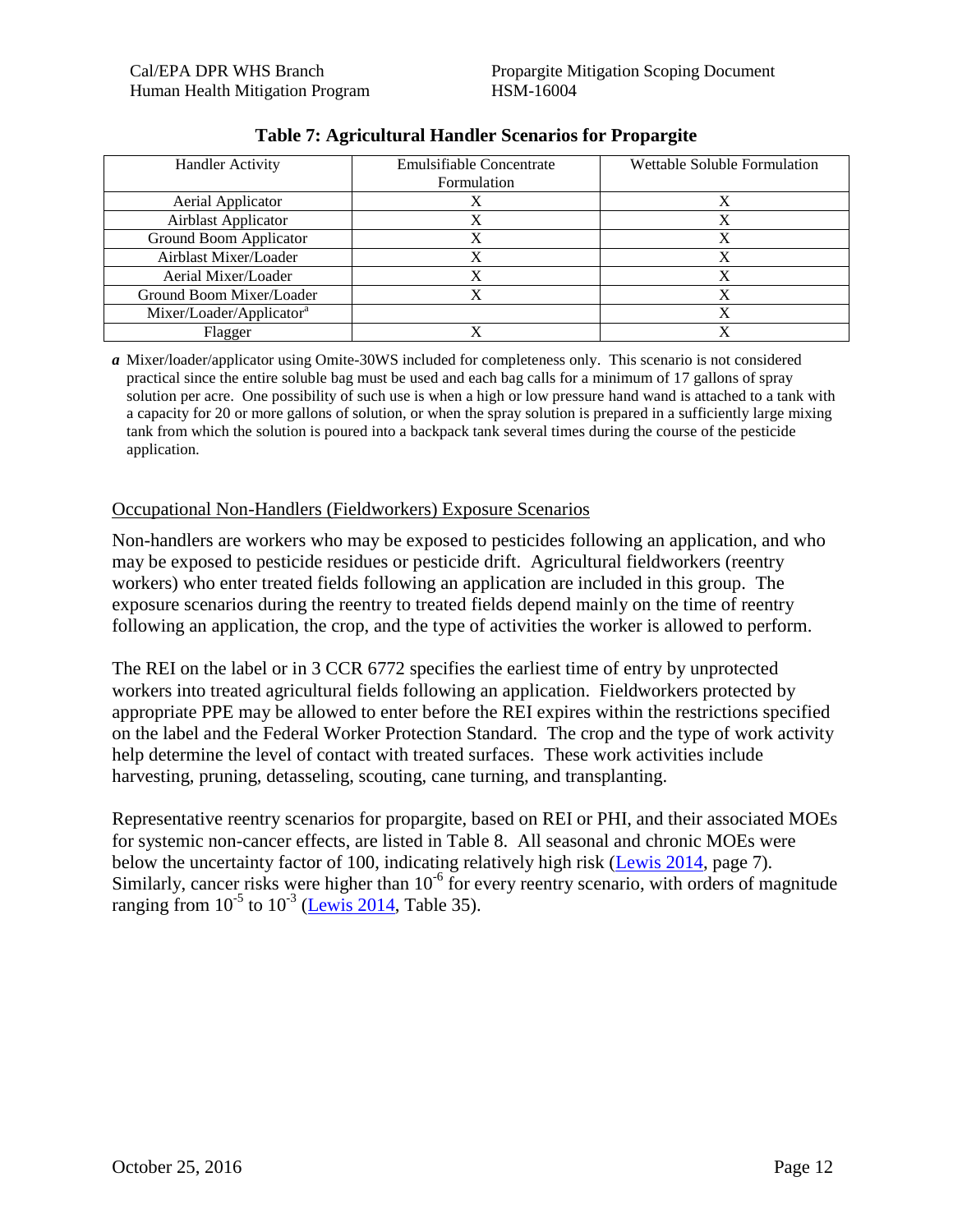**Table 7: Agricultural Handler Scenarios for Propargite**

| Handler Activity | Emulsifiable Concentrate Formulation | Wettable Soluble Formulation |
|---|---|---|
| Aerial Applicator | X | X |
| Airblast Applicator | X | X |
| Ground Boom Applicator | X | X |
| Airblast Mixer/Loader | X | X |
| Aerial Mixer/Loader | X | X |
| Ground Boom Mixer/Loader | X | X |
| Mixer/Loader/Applicator[a] | | X |
| Flagger | X | X |

*a* Mixer/loader/applicator using Omite-30WS included for completeness only. This scenario is not considered practical since the entire soluble bag must be used and each bag calls for a minimum of 17 gallons of spray solution per acre. One possibility of such use is when a high or low pressure hand wand is attached to a tank with a capacity for 20 or more gallons of solution, or when the spray solution is prepared in a sufficiently large mixing tank from which the solution is poured into a backpack tank several times during the course of the pesticide application.

Occupational Non-Handlers (Fieldworkers) Exposure Scenarios

Non-handlers are workers who may be exposed to pesticides following an application, and who may be exposed to pesticide residues or pesticide drift. Agricultural fieldworkers (reentry workers) who enter treated fields following an application are included in this group. The exposure scenarios during the reentry to treated fields depend mainly on the time of reentry following an application, the crop, and the type of activities the worker is allowed to perform.

The REI on the label or in 3 CCR 6772 specifies the earliest time of entry by unprotected workers into treated agricultural fields following an application. Fieldworkers protected by appropriate PPE may be allowed to enter before the REI expires within the restrictions specified on the label and the Federal Worker Protection Standard. The crop and the type of work activity help determine the level of contact with treated surfaces. These work activities include harvesting, pruning, detasseling, scouting, cane turning, and transplanting.

Representative reentry scenarios for propargite, based on REI or PHI, and their associated MOEs for systemic non-cancer effects, are listed in Table 8. All seasonal and chronic MOEs were below the uncertainty factor of 100, indicating relatively high risk (Lewis 2014, page 7). Similarly, cancer risks were higher than $10^{-6}$ for every reentry scenario, with orders of magnitude ranging from $10^{-5}$ to $10^{-3}$ (Lewis 2014, Table 35).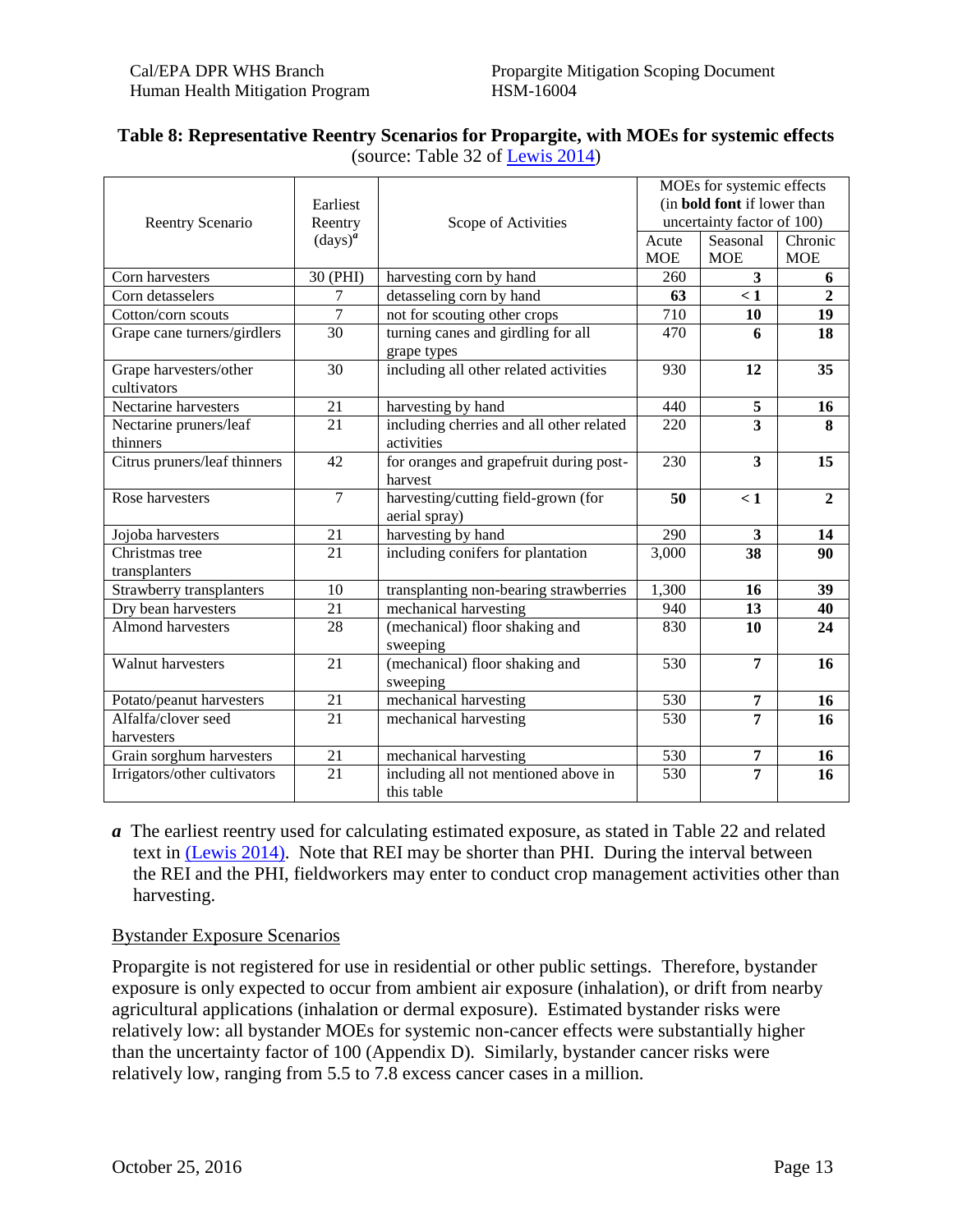**Table 8: Representative Reentry Scenarios for Propargite, with MOEs for systemic effects**
(source: Table 32 of [Lewis 2014](#))

| Reentry Scenario | Earliest Reentry (days)[a] | Scope of Activities | MOEs for systemic effects (in **bold font** if lower than uncertainty factor of 100) | | |
|---|---|---|---|---|---|
| | | | Acute MOE | Seasonal MOE | Chronic MOE |
| Corn harvesters | 30 (PHI) | harvesting corn by hand | 260 | **3** | **6** |
| Corn detasselers | 7 | detasseling corn by hand | **63** | **< 1** | **2** |
| Cotton/corn scouts | 7 | not for scouting other crops | 710 | **10** | **19** |
| Grape cane turners/girdlers | 30 | turning canes and girdling for all grape types | 470 | **6** | **18** |
| Grape harvesters/other cultivators | 30 | including all other related activities | 930 | **12** | **35** |
| Nectarine harvesters | 21 | harvesting by hand | 440 | **5** | **16** |
| Nectarine pruners/leaf thinners | 21 | including cherries and all other related activities | 220 | **3** | **8** |
| Citrus pruners/leaf thinners | 42 | for oranges and grapefruit during post-harvest | 230 | **3** | **15** |
| Rose harvesters | 7 | harvesting/cutting field-grown (for aerial spray) | **50** | **< 1** | **2** |
| Jojoba harvesters | 21 | harvesting by hand | 290 | **3** | **14** |
| Christmas tree transplanters | 21 | including conifers for plantation | 3,000 | **38** | **90** |
| Strawberry transplanters | 10 | transplanting non-bearing strawberries | 1,300 | **16** | **39** |
| Dry bean harvesters | 21 | mechanical harvesting | 940 | **13** | **40** |
| Almond harvesters | 28 | (mechanical) floor shaking and sweeping | 830 | **10** | **24** |
| Walnut harvesters | 21 | (mechanical) floor shaking and sweeping | 530 | **7** | **16** |
| Potato/peanut harvesters | 21 | mechanical harvesting | 530 | **7** | **16** |
| Alfalfa/clover seed harvesters | 21 | mechanical harvesting | 530 | **7** | **16** |
| Grain sorghum harvesters | 21 | mechanical harvesting | 530 | **7** | **16** |
| Irrigators/other cultivators | 21 | including all not mentioned above in this table | 530 | **7** | **16** |

***a*** The earliest reentry used for calculating estimated exposure, as stated in Table 22 and related text in [(Lewis 2014)](#). Note that REI may be shorter than PHI. During the interval between the REI and the PHI, fieldworkers may enter to conduct crop management activities other than harvesting.

## Bystander Exposure Scenarios

Propargite is not registered for use in residential or other public settings. Therefore, bystander exposure is only expected to occur from ambient air exposure (inhalation), or drift from nearby agricultural applications (inhalation or dermal exposure). Estimated bystander risks were relatively low: all bystander MOEs for systemic non-cancer effects were substantially higher than the uncertainty factor of 100 (Appendix D). Similarly, bystander cancer risks were relatively low, ranging from 5.5 to 7.8 excess cancer cases in a million.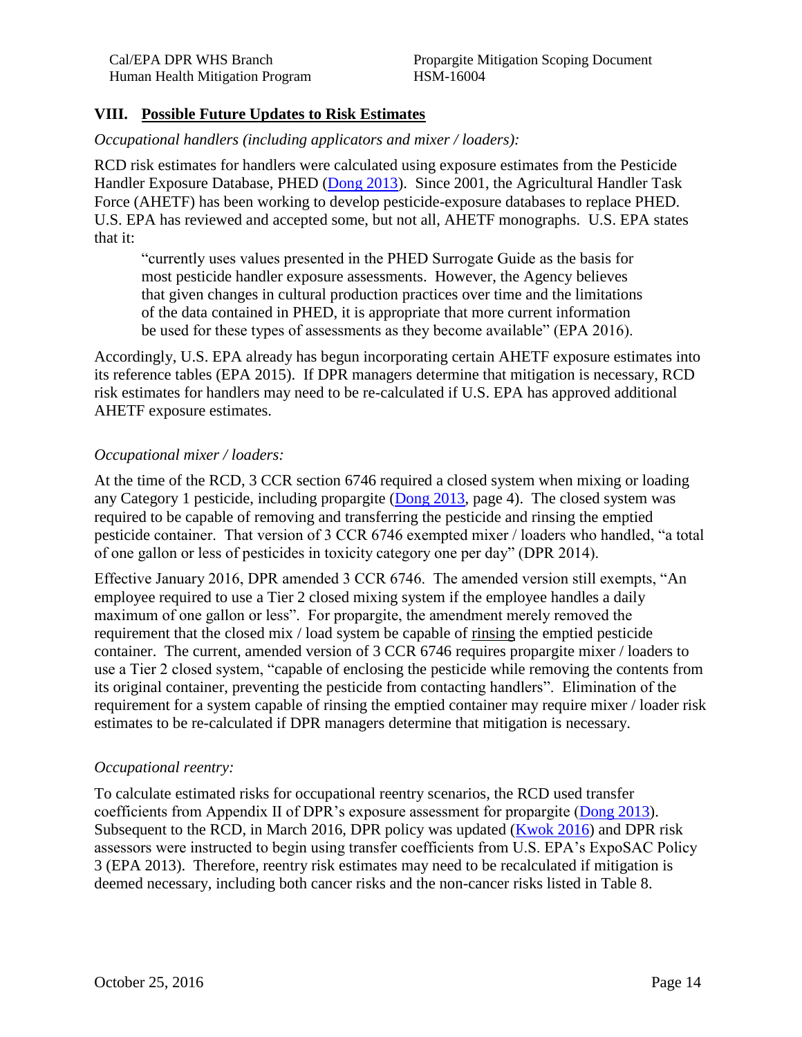## VIII. Possible Future Updates to Risk Estimates

*Occupational handlers (including applicators and mixer / loaders):*

RCD risk estimates for handlers were calculated using exposure estimates from the Pesticide Handler Exposure Database, PHED (Dong 2013). Since 2001, the Agricultural Handler Task Force (AHETF) has been working to develop pesticide-exposure databases to replace PHED. U.S. EPA has reviewed and accepted some, but not all, AHETF monographs. U.S. EPA states that it:

> "currently uses values presented in the PHED Surrogate Guide as the basis for most pesticide handler exposure assessments. However, the Agency believes that given changes in cultural production practices over time and the limitations of the data contained in PHED, it is appropriate that more current information be used for these types of assessments as they become available" (EPA 2016).

Accordingly, U.S. EPA already has begun incorporating certain AHETF exposure estimates into its reference tables (EPA 2015). If DPR managers determine that mitigation is necessary, RCD risk estimates for handlers may need to be re-calculated if U.S. EPA has approved additional AHETF exposure estimates.

*Occupational mixer / loaders:*

At the time of the RCD, 3 CCR section 6746 required a closed system when mixing or loading any Category 1 pesticide, including propargite (Dong 2013, page 4). The closed system was required to be capable of removing and transferring the pesticide and rinsing the emptied pesticide container. That version of 3 CCR 6746 exempted mixer / loaders who handled, "a total of one gallon or less of pesticides in toxicity category one per day" (DPR 2014).

Effective January 2016, DPR amended 3 CCR 6746. The amended version still exempts, "An employee required to use a Tier 2 closed mixing system if the employee handles a daily maximum of one gallon or less". For propargite, the amendment merely removed the requirement that the closed mix / load system be capable of <u>rinsing</u> the emptied pesticide container. The current, amended version of 3 CCR 6746 requires propargite mixer / loaders to use a Tier 2 closed system, "capable of enclosing the pesticide while removing the contents from its original container, preventing the pesticide from contacting handlers". Elimination of the requirement for a system capable of rinsing the emptied container may require mixer / loader risk estimates to be re-calculated if DPR managers determine that mitigation is necessary.

*Occupational reentry:*

To calculate estimated risks for occupational reentry scenarios, the RCD used transfer coefficients from Appendix II of DPR's exposure assessment for propargite (Dong 2013). Subsequent to the RCD, in March 2016, DPR policy was updated (Kwok 2016) and DPR risk assessors were instructed to begin using transfer coefficients from U.S. EPA's ExpoSAC Policy 3 (EPA 2013). Therefore, reentry risk estimates may need to be recalculated if mitigation is deemed necessary, including both cancer risks and the non-cancer risks listed in Table 8.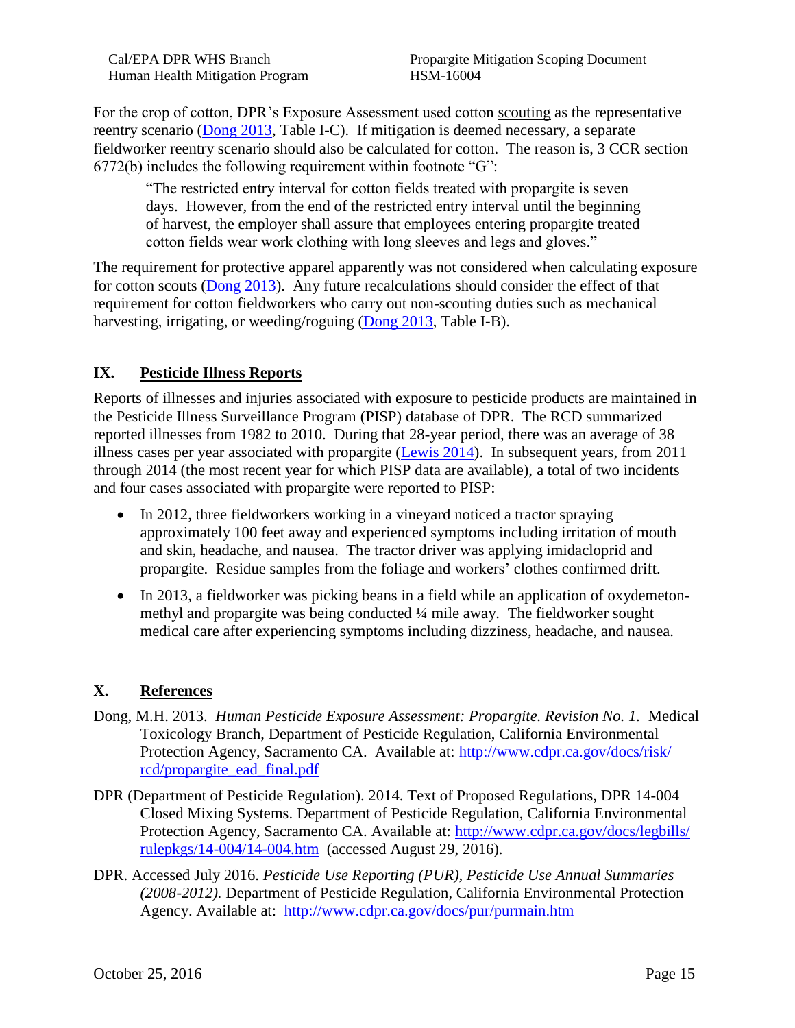For the crop of cotton, DPR's Exposure Assessment used cotton scouting as the representative reentry scenario (Dong 2013, Table I-C). If mitigation is deemed necessary, a separate fieldworker reentry scenario should also be calculated for cotton. The reason is, 3 CCR section 6772(b) includes the following requirement within footnote "G":

> "The restricted entry interval for cotton fields treated with propargite is seven days. However, from the end of the restricted entry interval until the beginning of harvest, the employer shall assure that employees entering propargite treated cotton fields wear work clothing with long sleeves and legs and gloves."

The requirement for protective apparel apparently was not considered when calculating exposure for cotton scouts (Dong 2013). Any future recalculations should consider the effect of that requirement for cotton fieldworkers who carry out non-scouting duties such as mechanical harvesting, irrigating, or weeding/roguing (Dong 2013, Table I-B).

## IX. Pesticide Illness Reports

Reports of illnesses and injuries associated with exposure to pesticide products are maintained in the Pesticide Illness Surveillance Program (PISP) database of DPR. The RCD summarized reported illnesses from 1982 to 2010. During that 28-year period, there was an average of 38 illness cases per year associated with propargite (Lewis 2014). In subsequent years, from 2011 through 2014 (the most recent year for which PISP data are available), a total of two incidents and four cases associated with propargite were reported to PISP:

- In 2012, three fieldworkers working in a vineyard noticed a tractor spraying approximately 100 feet away and experienced symptoms including irritation of mouth and skin, headache, and nausea. The tractor driver was applying imidacloprid and propargite. Residue samples from the foliage and workers' clothes confirmed drift.
- In 2013, a fieldworker was picking beans in a field while an application of oxydemeton-methyl and propargite was being conducted ¼ mile away. The fieldworker sought medical care after experiencing symptoms including dizziness, headache, and nausea.

## X. References

Dong, M.H. 2013. *Human Pesticide Exposure Assessment: Propargite. Revision No. 1.* Medical Toxicology Branch, Department of Pesticide Regulation, California Environmental Protection Agency, Sacramento CA. Available at: http://www.cdpr.ca.gov/docs/risk/rcd/propargite_ead_final.pdf

DPR (Department of Pesticide Regulation). 2014. Text of Proposed Regulations, DPR 14-004 Closed Mixing Systems. Department of Pesticide Regulation, California Environmental Protection Agency, Sacramento CA. Available at: http://www.cdpr.ca.gov/docs/legbills/rulepkgs/14-004/14-004.htm (accessed August 29, 2016).

DPR. Accessed July 2016. *Pesticide Use Reporting (PUR), Pesticide Use Annual Summaries (2008-2012).* Department of Pesticide Regulation, California Environmental Protection Agency. Available at: http://www.cdpr.ca.gov/docs/pur/purmain.htm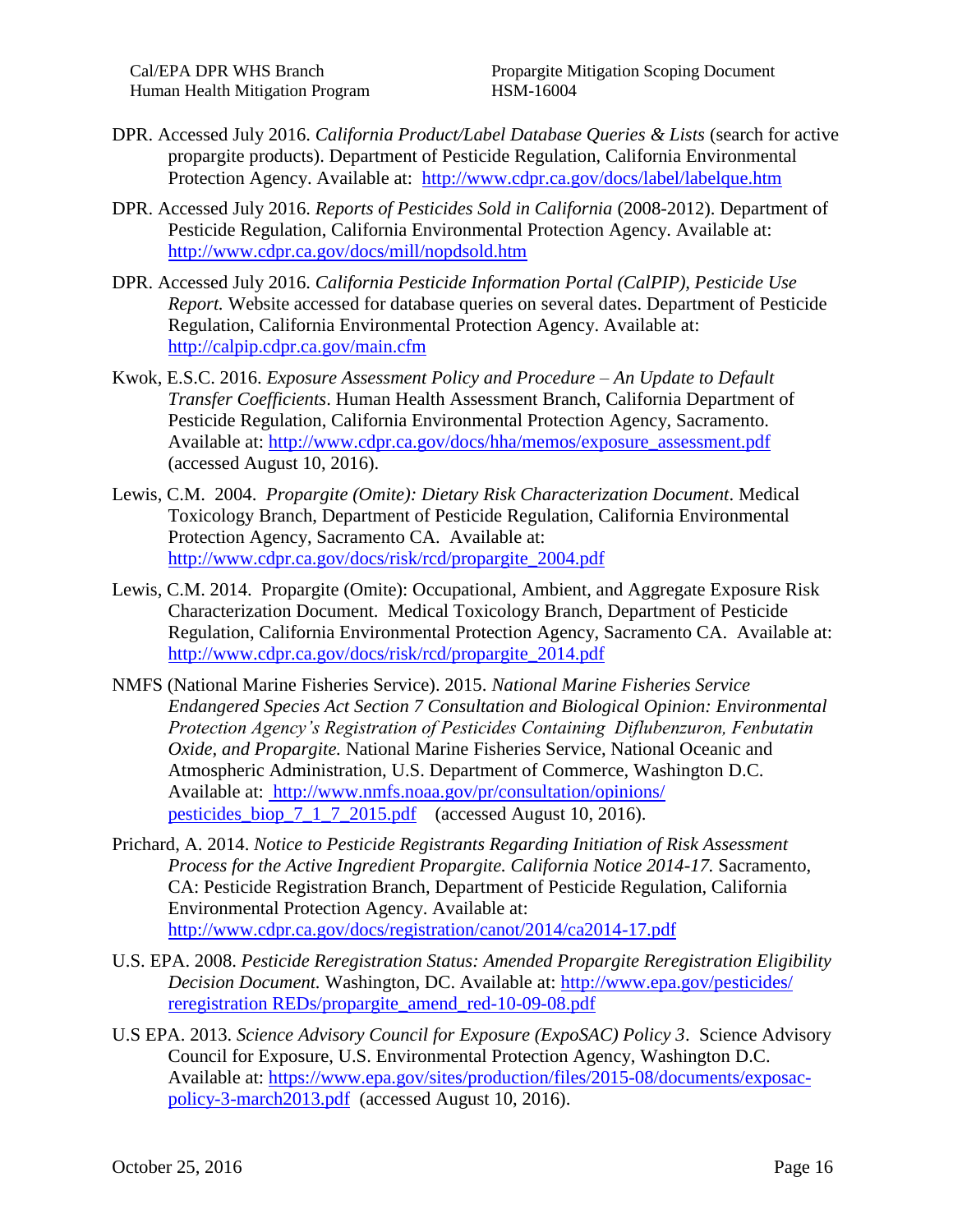DPR. Accessed July 2016. *California Product/Label Database Queries & Lists* (search for active propargite products). Department of Pesticide Regulation, California Environmental Protection Agency. Available at: http://www.cdpr.ca.gov/docs/label/labelque.htm

DPR. Accessed July 2016. *Reports of Pesticides Sold in California* (2008-2012). Department of Pesticide Regulation, California Environmental Protection Agency. Available at: http://www.cdpr.ca.gov/docs/mill/nopdsold.htm

DPR. Accessed July 2016. *California Pesticide Information Portal (CalPIP), Pesticide Use Report.* Website accessed for database queries on several dates. Department of Pesticide Regulation, California Environmental Protection Agency. Available at: http://calpip.cdpr.ca.gov/main.cfm

Kwok, E.S.C. 2016. *Exposure Assessment Policy and Procedure – An Update to Default Transfer Coefficients*. Human Health Assessment Branch, California Department of Pesticide Regulation, California Environmental Protection Agency, Sacramento. Available at: http://www.cdpr.ca.gov/docs/hha/memos/exposure_assessment.pdf (accessed August 10, 2016).

Lewis, C.M. 2004. *Propargite (Omite): Dietary Risk Characterization Document*. Medical Toxicology Branch, Department of Pesticide Regulation, California Environmental Protection Agency, Sacramento CA. Available at: http://www.cdpr.ca.gov/docs/risk/rcd/propargite_2004.pdf

Lewis, C.M. 2014. Propargite (Omite): Occupational, Ambient, and Aggregate Exposure Risk Characterization Document. Medical Toxicology Branch, Department of Pesticide Regulation, California Environmental Protection Agency, Sacramento CA. Available at: http://www.cdpr.ca.gov/docs/risk/rcd/propargite_2014.pdf

NMFS (National Marine Fisheries Service). 2015. *National Marine Fisheries Service Endangered Species Act Section 7 Consultation and Biological Opinion: Environmental Protection Agency's Registration of Pesticides Containing Diflubenzuron, Fenbutatin Oxide, and Propargite.* National Marine Fisheries Service, National Oceanic and Atmospheric Administration, U.S. Department of Commerce, Washington D.C. Available at: http://www.nmfs.noaa.gov/pr/consultation/opinions/pesticides_biop_7_1_7_2015.pdf (accessed August 10, 2016).

Prichard, A. 2014. *Notice to Pesticide Registrants Regarding Initiation of Risk Assessment Process for the Active Ingredient Propargite. California Notice 2014-17.* Sacramento, CA: Pesticide Registration Branch, Department of Pesticide Regulation, California Environmental Protection Agency. Available at: http://www.cdpr.ca.gov/docs/registration/canot/2014/ca2014-17.pdf

U.S. EPA. 2008. *Pesticide Reregistration Status: Amended Propargite Reregistration Eligibility Decision Document.* Washington, DC. Available at: http://www.epa.gov/pesticides/reregistration REDs/propargite_amend_red-10-09-08.pdf

U.S EPA. 2013. *Science Advisory Council for Exposure (ExpoSAC) Policy 3*. Science Advisory Council for Exposure, U.S. Environmental Protection Agency, Washington D.C. Available at: https://www.epa.gov/sites/production/files/2015-08/documents/exposac-policy-3-march2013.pdf (accessed August 10, 2016).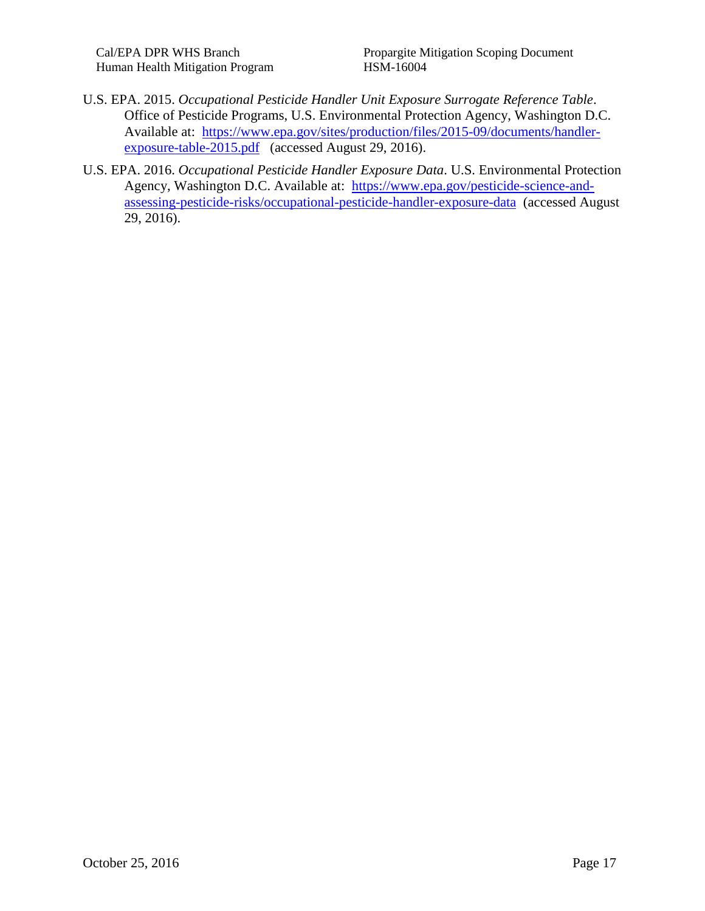U.S. EPA. 2015. *Occupational Pesticide Handler Unit Exposure Surrogate Reference Table*. Office of Pesticide Programs, U.S. Environmental Protection Agency, Washington D.C. Available at: [https://www.epa.gov/sites/production/files/2015-09/documents/handler-exposure-table-2015.pdf](https://www.epa.gov/sites/production/files/2015-09/documents/handler-exposure-table-2015.pdf) (accessed August 29, 2016).

U.S. EPA. 2016. *Occupational Pesticide Handler Exposure Data*. U.S. Environmental Protection Agency, Washington D.C. Available at: [https://www.epa.gov/pesticide-science-and-assessing-pesticide-risks/occupational-pesticide-handler-exposure-data](https://www.epa.gov/pesticide-science-and-assessing-pesticide-risks/occupational-pesticide-handler-exposure-data) (accessed August 29, 2016).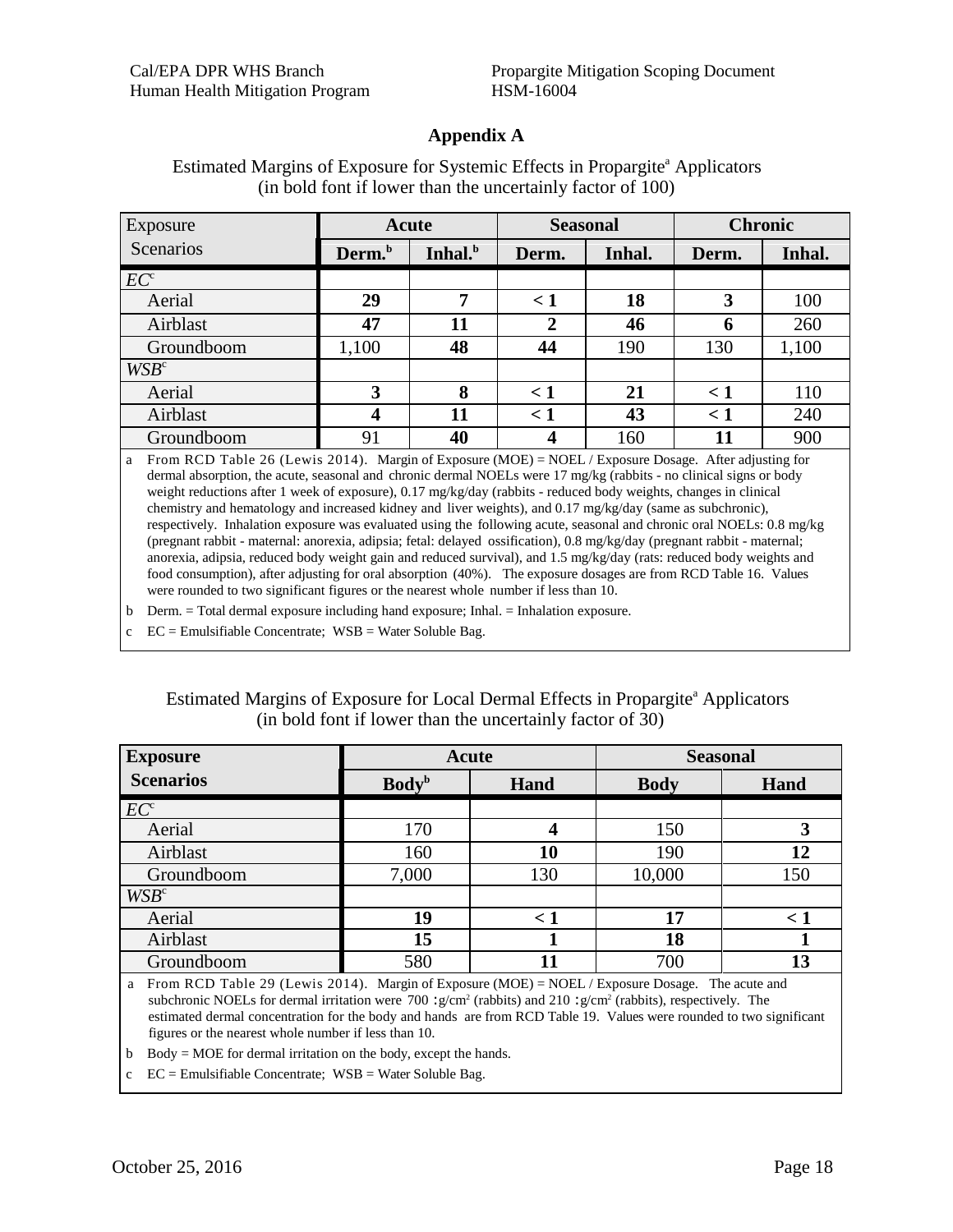## Appendix A

Estimated Margins of Exposure for Systemic Effects in Propargite[a] Applicators
(in bold font if lower than the uncertainly factor of 100)

| Exposure Scenarios | Acute | | Seasonal | | Chronic | |
|---|---|---|---|---|---|---|
| | Derm.[b] | Inhal.[b] | Derm. | Inhal. | Derm. | Inhal. |
| *EC*[c] | | | | | | |
| Aerial | **29** | **7** | **< 1** | **18** | **3** | 100 |
| Airblast | **47** | **11** | **2** | **46** | **6** | 260 |
| Groundboom | 1,100 | **48** | **44** | 190 | 130 | 1,100 |
| *WSB*[c] | | | | | | |
| Aerial | **3** | **8** | **< 1** | **21** | **< 1** | 110 |
| Airblast | **4** | **11** | **< 1** | **43** | **< 1** | 240 |
| Groundboom | 91 | **40** | **4** | 160 | **11** | 900 |

a From RCD Table 26 (Lewis 2014). Margin of Exposure (MOE) = NOEL / Exposure Dosage. After adjusting for dermal absorption, the acute, seasonal and chronic dermal NOELs were 17 mg/kg (rabbits - no clinical signs or body weight reductions after 1 week of exposure), 0.17 mg/kg/day (rabbits - reduced body weights, changes in clinical chemistry and hematology and increased kidney and liver weights), and 0.17 mg/kg/day (same as subchronic), respectively. Inhalation exposure was evaluated using the following acute, seasonal and chronic oral NOELs: 0.8 mg/kg (pregnant rabbit - maternal: anorexia, adipsia; fetal: delayed ossification), 0.8 mg/kg/day (pregnant rabbit - maternal; anorexia, adipsia, reduced body weight gain and reduced survival), and 1.5 mg/kg/day (rats: reduced body weights and food consumption), after adjusting for oral absorption (40%). The exposure dosages are from RCD Table 16. Values were rounded to two significant figures or the nearest whole number if less than 10.

b Derm. = Total dermal exposure including hand exposure; Inhal. = Inhalation exposure.

c EC = Emulsifiable Concentrate; WSB = Water Soluble Bag.

Estimated Margins of Exposure for Local Dermal Effects in Propargite[a] Applicators
(in bold font if lower than the uncertainly factor of 30)

| **Exposure Scenarios** | **Acute** | | **Seasonal** | |
|---|---|---|---|---|
| | **Body**[b] | **Hand** | **Body** | **Hand** |
| *EC*[c] | | | | |
| Aerial | 170 | **4** | 150 | **3** |
| Airblast | 160 | **10** | 190 | **12** |
| Groundboom | 7,000 | 130 | 10,000 | 150 |
| *WSB*[c] | | | | |
| Aerial | **19** | **< 1** | **17** | **< 1** |
| Airblast | **15** | **1** | **18** | **1** |
| Groundboom | 580 | **11** | 700 | **13** |

a From RCD Table 29 (Lewis 2014). Margin of Exposure (MOE) = NOEL / Exposure Dosage. The acute and subchronic NOELs for dermal irritation were 700 :g/cm² (rabbits) and 210 :g/cm² (rabbits), respectively. The estimated dermal concentration for the body and hands are from RCD Table 19. Values were rounded to two significant figures or the nearest whole number if less than 10.

b Body = MOE for dermal irritation on the body, except the hands.

c EC = Emulsifiable Concentrate; WSB = Water Soluble Bag.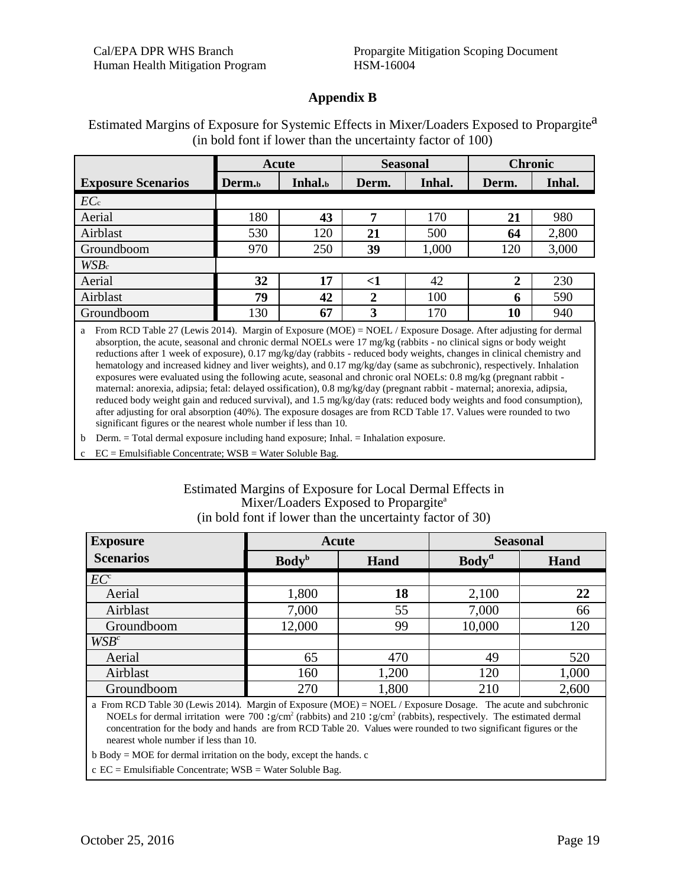## Appendix B

Estimated Margins of Exposure for Systemic Effects in Mixer/Loaders Exposed to Propargite[a]
(in bold font if lower than the uncertainty factor of 100)

| | Acute | | Seasonal | | Chronic | |
|---|---|---|---|---|---|---|
| **Exposure Scenarios** | **Derm.**[b] | **Inhal.**[b] | **Derm.** | **Inhal.** | **Derm.** | **Inhal.** |
| *EC*[c] | | | | | | |
| Aerial | 180 | **43** | **7** | 170 | **21** | 980 |
| Airblast | 530 | 120 | **21** | 500 | **64** | 2,800 |
| Groundboom | 970 | 250 | **39** | 1,000 | 120 | 3,000 |
| *WSB*[c] | | | | | | |
| Aerial | **32** | **17** | **<1** | 42 | **2** | 230 |
| Airblast | **79** | **42** | **2** | 100 | **6** | 590 |
| Groundboom | 130 | **67** | **3** | 170 | **10** | 940 |

a From RCD Table 27 (Lewis 2014). Margin of Exposure (MOE) = NOEL / Exposure Dosage. After adjusting for dermal absorption, the acute, seasonal and chronic dermal NOELs were 17 mg/kg (rabbits - no clinical signs or body weight reductions after 1 week of exposure), 0.17 mg/kg/day (rabbits - reduced body weights, changes in clinical chemistry and hematology and increased kidney and liver weights), and 0.17 mg/kg/day (same as subchronic), respectively. Inhalation exposures were evaluated using the following acute, seasonal and chronic oral NOELs: 0.8 mg/kg (pregnant rabbit - maternal: anorexia, adipsia; fetal: delayed ossification), 0.8 mg/kg/day (pregnant rabbit - maternal; anorexia, adipsia, reduced body weight gain and reduced survival), and 1.5 mg/kg/day (rats: reduced body weights and food consumption), after adjusting for oral absorption (40%). The exposure dosages are from RCD Table 17. Values were rounded to two significant figures or the nearest whole number if less than 10.

b Derm. = Total dermal exposure including hand exposure; Inhal. = Inhalation exposure.

c EC = Emulsifiable Concentrate; WSB = Water Soluble Bag.

Estimated Margins of Exposure for Local Dermal Effects in Mixer/Loaders Exposed to Propargite[a]
(in bold font if lower than the uncertainty factor of 30)

| **Exposure Scenarios** | **Acute** | | **Seasonal** | |
|---|---|---|---|---|
| | **Body**[b] | **Hand** | **Body**[a] | **Hand** |
| *EC*[c] | | | | |
| Aerial | 1,800 | **18** | 2,100 | **22** |
| Airblast | 7,000 | 55 | 7,000 | 66 |
| Groundboom | 12,000 | 99 | 10,000 | 120 |
| *WSB*[c] | | | | |
| Aerial | 65 | 470 | 49 | 520 |
| Airblast | 160 | 1,200 | 120 | 1,000 |
| Groundboom | 270 | 1,800 | 210 | 2,600 |

a From RCD Table 30 (Lewis 2014). Margin of Exposure (MOE) = NOEL / Exposure Dosage. The acute and subchronic NOELs for dermal irritation were 700 :g/cm² (rabbits) and 210 :g/cm² (rabbits), respectively. The estimated dermal concentration for the body and hands are from RCD Table 20. Values were rounded to two significant figures or the nearest whole number if less than 10.

b Body = MOE for dermal irritation on the body, except the hands. c

c EC = Emulsifiable Concentrate; WSB = Water Soluble Bag.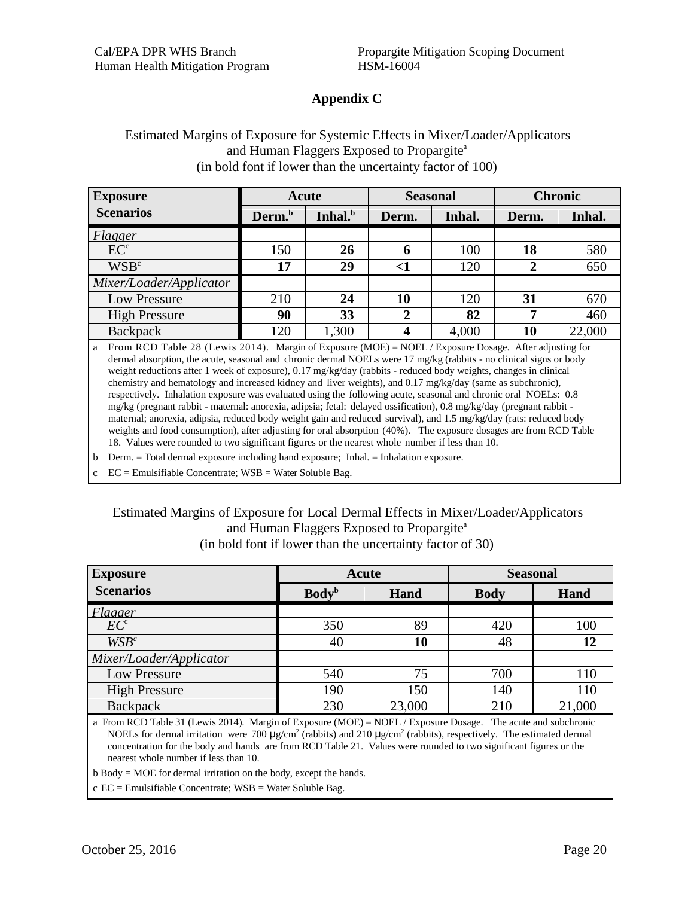## Appendix C

Estimated Margins of Exposure for Systemic Effects in Mixer/Loader/Applicators and Human Flaggers Exposed to Propargite[a]
(in bold font if lower than the uncertainty factor of 100)

| Exposure Scenarios | Acute | | Seasonal | | Chronic | |
|---|---|---|---|---|---|---|
| | Derm.[b] | Inhal.[b] | Derm. | Inhal. | Derm. | Inhal. |
| *Flagger* | | | | | | |
| EC[c] | 150 | **26** | **6** | 100 | **18** | 580 |
| WSB[c] | **17** | **29** | **<1** | 120 | **2** | 650 |
| *Mixer/Loader/Applicator* | | | | | | |
| Low Pressure | 210 | **24** | **10** | 120 | **31** | 670 |
| High Pressure | **90** | **33** | **2** | **82** | **7** | 460 |
| Backpack | 120 | 1,300 | **4** | 4,000 | **10** | 22,000 |

a From RCD Table 28 (Lewis 2014). Margin of Exposure (MOE) = NOEL / Exposure Dosage. After adjusting for dermal absorption, the acute, seasonal and chronic dermal NOELs were 17 mg/kg (rabbits - no clinical signs or body weight reductions after 1 week of exposure), 0.17 mg/kg/day (rabbits - reduced body weights, changes in clinical chemistry and hematology and increased kidney and liver weights), and 0.17 mg/kg/day (same as subchronic), respectively. Inhalation exposure was evaluated using the following acute, seasonal and chronic oral NOELs: 0.8 mg/kg (pregnant rabbit - maternal: anorexia, adipsia; fetal: delayed ossification), 0.8 mg/kg/day (pregnant rabbit - maternal; anorexia, adipsia, reduced body weight gain and reduced survival), and 1.5 mg/kg/day (rats: reduced body weights and food consumption), after adjusting for oral absorption (40%). The exposure dosages are from RCD Table 18. Values were rounded to two significant figures or the nearest whole number if less than 10.

b Derm. = Total dermal exposure including hand exposure; Inhal. = Inhalation exposure.

c EC = Emulsifiable Concentrate; WSB = Water Soluble Bag.

Estimated Margins of Exposure for Local Dermal Effects in Mixer/Loader/Applicators and Human Flaggers Exposed to Propargite[a]
(in bold font if lower than the uncertainty factor of 30)

| Exposure Scenarios | Acute | | Seasonal | |
|---|---|---|---|---|
| | Body[b] | Hand | Body | Hand |
| *Flagger* | | | | |
| *EC*[c] | 350 | 89 | 420 | 100 |
| *WSB*[c] | 40 | **10** | 48 | **12** |
| *Mixer/Loader/Applicator* | | | | |
| Low Pressure | 540 | 75 | 700 | 110 |
| High Pressure | 190 | 150 | 140 | 110 |
| Backpack | 230 | 23,000 | 210 | 21,000 |

a From RCD Table 31 (Lewis 2014). Margin of Exposure (MOE) = NOEL / Exposure Dosage. The acute and subchronic NOELs for dermal irritation were 700 μg/cm$^2$ (rabbits) and 210 μg/cm$^2$ (rabbits), respectively. The estimated dermal concentration for the body and hands are from RCD Table 21. Values were rounded to two significant figures or the nearest whole number if less than 10.

b Body = MOE for dermal irritation on the body, except the hands.

c EC = Emulsifiable Concentrate; WSB = Water Soluble Bag.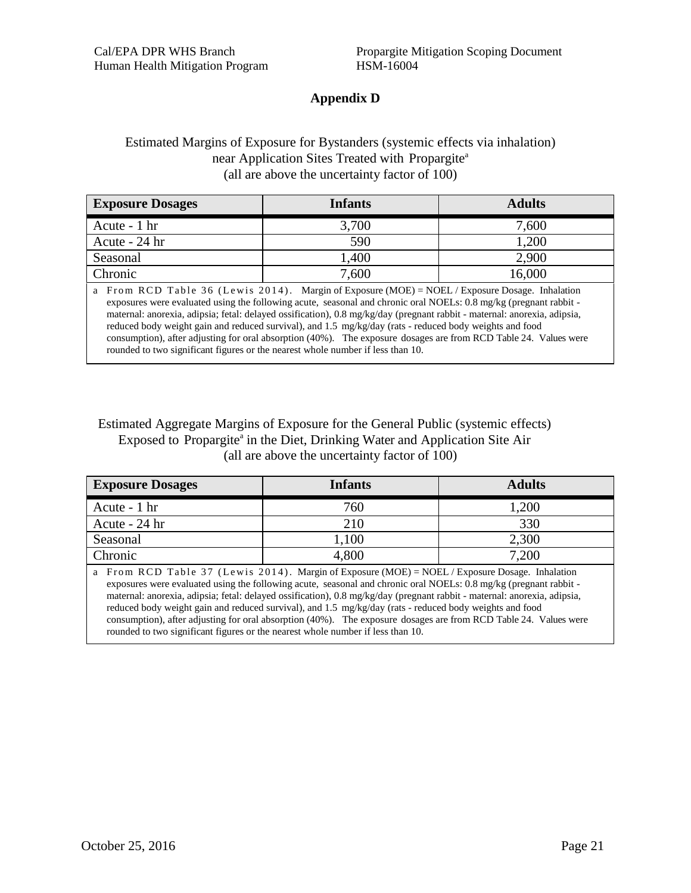## Appendix D

Estimated Margins of Exposure for Bystanders (systemic effects via inhalation) near Application Sites Treated with Propargite[a] (all are above the uncertainty factor of 100)

| Exposure Dosages | Infants | Adults |
|---|---|---|
| Acute - 1 hr | 3,700 | 7,600 |
| Acute - 24 hr | 590 | 1,200 |
| Seasonal | 1,400 | 2,900 |
| Chronic | 7,600 | 16,000 |

a From RCD Table 36 (Lewis 2014). Margin of Exposure (MOE) = NOEL / Exposure Dosage. Inhalation exposures were evaluated using the following acute, seasonal and chronic oral NOELs: 0.8 mg/kg (pregnant rabbit - maternal: anorexia, adipsia; fetal: delayed ossification), 0.8 mg/kg/day (pregnant rabbit - maternal: anorexia, adipsia, reduced body weight gain and reduced survival), and 1.5 mg/kg/day (rats - reduced body weights and food consumption), after adjusting for oral absorption (40%). The exposure dosages are from RCD Table 24. Values were rounded to two significant figures or the nearest whole number if less than 10.

Estimated Aggregate Margins of Exposure for the General Public (systemic effects) Exposed to Propargite[a] in the Diet, Drinking Water and Application Site Air (all are above the uncertainty factor of 100)

| Exposure Dosages | Infants | Adults |
|---|---|---|
| Acute - 1 hr | 760 | 1,200 |
| Acute - 24 hr | 210 | 330 |
| Seasonal | 1,100 | 2,300 |
| Chronic | 4,800 | 7,200 |

a From RCD Table 37 (Lewis 2014). Margin of Exposure (MOE) = NOEL / Exposure Dosage. Inhalation exposures were evaluated using the following acute, seasonal and chronic oral NOELs: 0.8 mg/kg (pregnant rabbit - maternal: anorexia, adipsia; fetal: delayed ossification), 0.8 mg/kg/day (pregnant rabbit - maternal: anorexia, adipsia, reduced body weight gain and reduced survival), and 1.5 mg/kg/day (rats - reduced body weights and food consumption), after adjusting for oral absorption (40%). The exposure dosages are from RCD Table 24. Values were rounded to two significant figures or the nearest whole number if less than 10.